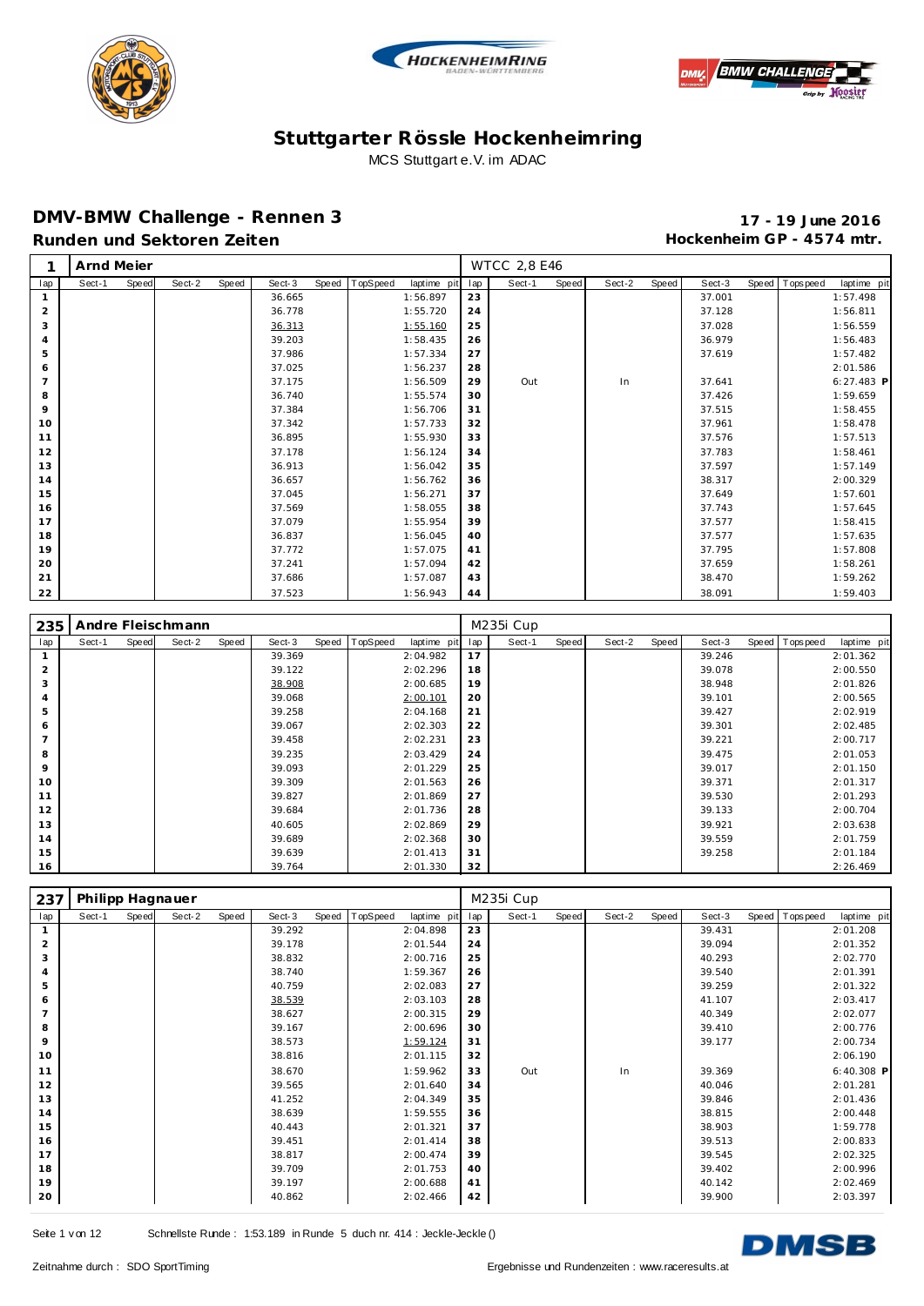# Stuttgarter Rössle Hockenheimring

MCS Stuttgart e.V. im ADAC

## DMV-BMW Challenge - Rennen 3

**17 - 19 June 2016**

### Runden und Sektoren Zeiten

**Hockenheim GP - 4574 mtr.**

| 1 | Arnd Meier | | | | | | | | WTCC 2,8 E46 | | | | | | | | |
|---|---|---|---|---|---|---|---|---|---|---|---|---|---|---|---|---|---|
| lap | Sect-1 | Speed | Sect-2 | Speed | Sect-3 | Speed | TopSpeed | laptime pit | lap | Sect-1 | Speed | Sect-2 | Speed | Sect-3 | Speed | Topspeed | laptime pit |
| 1 | | | | | 36.665 | | | 1:56.897 | 23 | | | | | 37.001 | | | 1:57.498 |
| 2 | | | | | 36.778 | | | 1:55.720 | 24 | | | | | 37.128 | | | 1:56.811 |
| 3 | | | | | 36.313 | | | 1:55.160 | 25 | | | | | 37.028 | | | 1:56.559 |
| 4 | | | | | 39.203 | | | 1:58.435 | 26 | | | | | 36.979 | | | 1:56.483 |
| 5 | | | | | 37.986 | | | 1:57.334 | 27 | | | | | 37.619 | | | 1:57.482 |
| 6 | | | | | 37.025 | | | 1:56.237 | 28 | | | | | | | | 2:01.586 |
| 7 | | | | | 37.175 | | | 1:56.509 | 29 | Out | | In | | 37.641 | | | 6:27.483 P |
| 8 | | | | | 36.740 | | | 1:55.574 | 30 | | | | | 37.426 | | | 1:59.659 |
| 9 | | | | | 37.384 | | | 1:56.706 | 31 | | | | | 37.515 | | | 1:58.455 |
| 10 | | | | | 37.342 | | | 1:57.733 | 32 | | | | | 37.961 | | | 1:58.478 |
| 11 | | | | | 36.895 | | | 1:55.930 | 33 | | | | | 37.576 | | | 1:57.513 |
| 12 | | | | | 37.178 | | | 1:56.124 | 34 | | | | | 37.783 | | | 1:58.461 |
| 13 | | | | | 36.913 | | | 1:56.042 | 35 | | | | | 37.597 | | | 1:57.149 |
| 14 | | | | | 36.657 | | | 1:56.762 | 36 | | | | | 38.317 | | | 2:00.329 |
| 15 | | | | | 37.045 | | | 1:56.271 | 37 | | | | | 37.649 | | | 1:57.601 |
| 16 | | | | | 37.569 | | | 1:58.055 | 38 | | | | | 37.743 | | | 1:57.645 |
| 17 | | | | | 37.079 | | | 1:55.954 | 39 | | | | | 37.577 | | | 1:58.415 |
| 18 | | | | | 36.837 | | | 1:56.045 | 40 | | | | | 37.577 | | | 1:57.635 |
| 19 | | | | | 37.772 | | | 1:57.075 | 41 | | | | | 37.795 | | | 1:57.808 |
| 20 | | | | | 37.241 | | | 1:57.094 | 42 | | | | | 37.659 | | | 1:58.261 |
| 21 | | | | | 37.686 | | | 1:57.087 | 43 | | | | | 38.470 | | | 1:59.262 |
| 22 | | | | | 37.523 | | | 1:56.943 | 44 | | | | | 38.091 | | | 1:59.403 |

| 235 | Andre Fleischmann | | | | | | | | M235i Cup | | | | | | | | |
|---|---|---|---|---|---|---|---|---|---|---|---|---|---|---|---|---|---|
| lap | Sect-1 | Speed | Sect-2 | Speed | Sect-3 | Speed | TopSpeed | laptime pit | lap | Sect-1 | Speed | Sect-2 | Speed | Sect-3 | Speed | Topspeed | laptime pit |
| 1 | | | | | 39.369 | | | 2:04.982 | 17 | | | | | 39.246 | | | 2:01.362 |
| 2 | | | | | 39.122 | | | 2:02.296 | 18 | | | | | 39.078 | | | 2:00.550 |
| 3 | | | | | 38.908 | | | 2:00.685 | 19 | | | | | 38.948 | | | 2:01.826 |
| 4 | | | | | 39.068 | | | 2:00.101 | 20 | | | | | 39.101 | | | 2:00.565 |
| 5 | | | | | 39.258 | | | 2:04.168 | 21 | | | | | 39.427 | | | 2:02.919 |
| 6 | | | | | 39.067 | | | 2:02.303 | 22 | | | | | 39.301 | | | 2:02.485 |
| 7 | | | | | 39.458 | | | 2:02.231 | 23 | | | | | 39.221 | | | 2:00.717 |
| 8 | | | | | 39.235 | | | 2:03.429 | 24 | | | | | 39.475 | | | 2:01.053 |
| 9 | | | | | 39.093 | | | 2:01.229 | 25 | | | | | 39.017 | | | 2:01.150 |
| 10 | | | | | 39.309 | | | 2:01.563 | 26 | | | | | 39.371 | | | 2:01.317 |
| 11 | | | | | 39.827 | | | 2:01.869 | 27 | | | | | 39.530 | | | 2:01.293 |
| 12 | | | | | 39.684 | | | 2:01.736 | 28 | | | | | 39.133 | | | 2:00.704 |
| 13 | | | | | 40.605 | | | 2:02.869 | 29 | | | | | 39.921 | | | 2:03.638 |
| 14 | | | | | 39.689 | | | 2:02.368 | 30 | | | | | 39.559 | | | 2:01.759 |
| 15 | | | | | 39.639 | | | 2:01.413 | 31 | | | | | 39.258 | | | 2:01.184 |
| 16 | | | | | 39.764 | | | 2:01.330 | 32 | | | | | | | | 2:26.469 |

| 237 | Philipp Hagnauer | | | | | | | | M235i Cup | | | | | | | | |
|---|---|---|---|---|---|---|---|---|---|---|---|---|---|---|---|---|---|
| lap | Sect-1 | Speed | Sect-2 | Speed | Sect-3 | Speed | TopSpeed | laptime pit | lap | Sect-1 | Speed | Sect-2 | Speed | Sect-3 | Speed | Topspeed | laptime pit |
| 1 | | | | | 39.292 | | | 2:04.898 | 23 | | | | | 39.431 | | | 2:01.208 |
| 2 | | | | | 39.178 | | | 2:01.544 | 24 | | | | | 39.094 | | | 2:01.352 |
| 3 | | | | | 38.832 | | | 2:00.716 | 25 | | | | | 40.293 | | | 2:02.770 |
| 4 | | | | | 38.740 | | | 1:59.367 | 26 | | | | | 39.540 | | | 2:01.391 |
| 5 | | | | | 40.759 | | | 2:02.083 | 27 | | | | | 39.259 | | | 2:01.322 |
| 6 | | | | | 38.539 | | | 2:03.103 | 28 | | | | | 41.107 | | | 2:03.417 |
| 7 | | | | | 38.627 | | | 2:00.315 | 29 | | | | | 40.349 | | | 2:02.077 |
| 8 | | | | | 39.167 | | | 2:00.696 | 30 | | | | | 39.410 | | | 2:00.776 |
| 9 | | | | | 38.573 | | | 1:59.124 | 31 | | | | | 39.177 | | | 2:00.734 |
| 10 | | | | | 38.816 | | | 2:01.115 | 32 | | | | | | | | 2:06.190 |
| 11 | | | | | 38.670 | | | 1:59.962 | 33 | Out | | In | | 39.369 | | | 6:40.308 P |
| 12 | | | | | 39.565 | | | 2:01.640 | 34 | | | | | 40.046 | | | 2:01.281 |
| 13 | | | | | 41.252 | | | 2:04.349 | 35 | | | | | 39.846 | | | 2:01.436 |
| 14 | | | | | 38.639 | | | 1:59.555 | 36 | | | | | 38.815 | | | 2:00.448 |
| 15 | | | | | 40.443 | | | 2:01.321 | 37 | | | | | 38.903 | | | 1:59.778 |
| 16 | | | | | 39.451 | | | 2:01.414 | 38 | | | | | 39.513 | | | 2:00.833 |
| 17 | | | | | 38.817 | | | 2:00.474 | 39 | | | | | 39.545 | | | 2:02.325 |
| 18 | | | | | 39.709 | | | 2:01.753 | 40 | | | | | 39.402 | | | 2:00.996 |
| 19 | | | | | 39.197 | | | 2:00.688 | 41 | | | | | 40.142 | | | 2:02.469 |
| 20 | | | | | 40.862 | | | 2:02.466 | 42 | | | | | 39.900 | | | 2:03.397 |

Schnellste Runde : 1:53.189 in Runde 5 duch nr. 414 : Jeckle-Jeckle ()

Zeitnahme durch : SDO SportTiming

Ergebnisse und Rundenzeiten : www.raceresults.at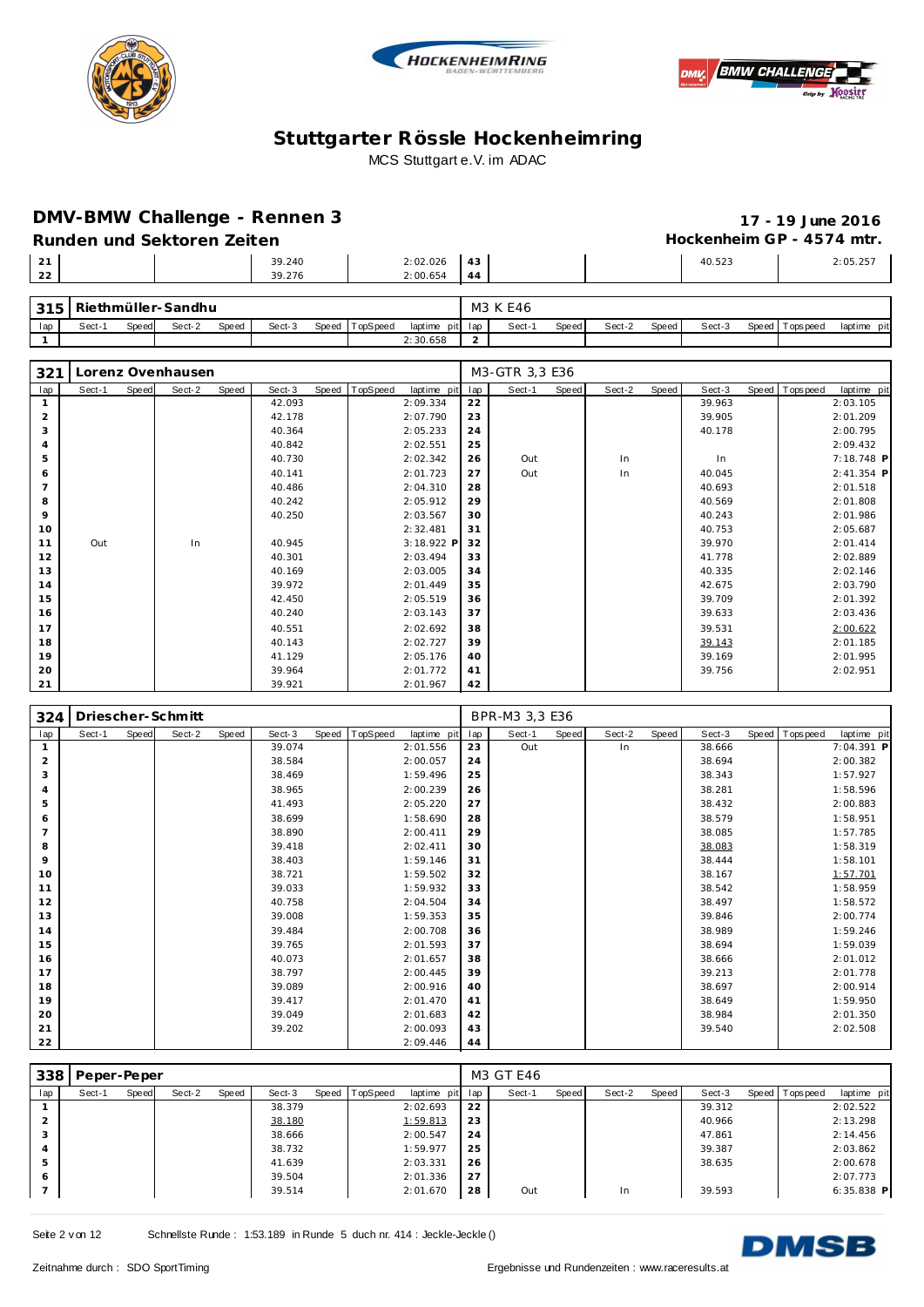# Stuttgarter Rössle Hockenheimring

MCS Stuttgart e.V. im ADAC

## DMV-BMW Challenge - Rennen 3

**17 - 19 June 2016**

### Runden und Sektoren Zeiten

**Hockenheim GP - 4574 mtr.**

| lap | Sect-1 | Speed | Sect-2 | Speed | Sect-3 | Speed | TopSpeed | laptime pit | lap | Sect-1 | Speed | Sect-2 | Speed | Sect-3 | Speed | Topspeed | laptime pit |
|---|---|---|---|---|---|---|---|---|---|---|---|---|---|---|---|---|---|
| 21 | | | | | 39.240 | | | 2:02.026 | 43 | | | | | 40.523 | | | 2:05.257 |
| 22 | | | | | 39.276 | | | 2:00.654 | 44 | | | | | | | | |

**315 Riethmüller-Sandhu** — M3 K E46

| lap | Sect-1 | Speed | Sect-2 | Speed | Sect-3 | Speed | TopSpeed | laptime pit | lap | Sect-1 | Speed | Sect-2 | Speed | Sect-3 | Speed | Topspeed | laptime pit |
|---|---|---|---|---|---|---|---|---|---|---|---|---|---|---|---|---|---|
| 1 | | | | | | | | 2:30.658 | 2 | | | | | | | | |

**321 Lorenz Ovenhausen** — M3-GTR 3,3 E36

| lap | Sect-1 | Speed | Sect-2 | Speed | Sect-3 | Speed | TopSpeed | laptime pit | lap | Sect-1 | Speed | Sect-2 | Speed | Sect-3 | Speed | Topspeed | laptime pit |
|---|---|---|---|---|---|---|---|---|---|---|---|---|---|---|---|---|---|
| 1 | | | | | 42.093 | | | 2:09.334 | 22 | | | | | 39.963 | | | 2:03.105 |
| 2 | | | | | 42.178 | | | 2:07.790 | 23 | | | | | 39.905 | | | 2:01.209 |
| 3 | | | | | 40.364 | | | 2:05.233 | 24 | | | | | 40.178 | | | 2:00.795 |
| 4 | | | | | 40.842 | | | 2:02.551 | 25 | | | | | | | | 2:09.432 |
| 5 | | | | | 40.730 | | | 2:02.342 | 26 | Out | | In | | In | | | 7:18.748 P |
| 6 | | | | | 40.141 | | | 2:01.723 | 27 | Out | | In | | 40.045 | | | 2:41.354 P |
| 7 | | | | | 40.486 | | | 2:04.310 | 28 | | | | | 40.693 | | | 2:01.518 |
| 8 | | | | | 40.242 | | | 2:05.912 | 29 | | | | | 40.569 | | | 2:01.808 |
| 9 | | | | | 40.250 | | | 2:03.567 | 30 | | | | | 40.243 | | | 2:01.986 |
| 10 | | | | | | | | 2:32.481 | 31 | | | | | 40.753 | | | 2:05.687 |
| 11 | Out | | In | | 40.945 | | | 3:18.922 P | 32 | | | | | 39.970 | | | 2:01.414 |
| 12 | | | | | 40.301 | | | 2:03.494 | 33 | | | | | 41.778 | | | 2:02.889 |
| 13 | | | | | 40.169 | | | 2:03.005 | 34 | | | | | 40.335 | | | 2:02.146 |
| 14 | | | | | 39.972 | | | 2:01.449 | 35 | | | | | 42.675 | | | 2:03.790 |
| 15 | | | | | 42.450 | | | 2:05.519 | 36 | | | | | 39.709 | | | 2:01.392 |
| 16 | | | | | 40.240 | | | 2:03.143 | 37 | | | | | 39.633 | | | 2:03.436 |
| 17 | | | | | 40.551 | | | 2:02.692 | 38 | | | | | 39.531 | | | 2:00.622 |
| 18 | | | | | 40.143 | | | 2:02.727 | 39 | | | | | 39.143 | | | 2:01.185 |
| 19 | | | | | 41.129 | | | 2:05.176 | 40 | | | | | 39.169 | | | 2:01.995 |
| 20 | | | | | 39.964 | | | 2:01.772 | 41 | | | | | 39.756 | | | 2:02.951 |
| 21 | | | | | 39.921 | | | 2:01.967 | 42 | | | | | | | | |

**324 Driescher-Schmitt** — BPR-M3 3,3 E36

| lap | Sect-1 | Speed | Sect-2 | Speed | Sect-3 | Speed | TopSpeed | laptime pit | lap | Sect-1 | Speed | Sect-2 | Speed | Sect-3 | Speed | Topspeed | laptime pit |
|---|---|---|---|---|---|---|---|---|---|---|---|---|---|---|---|---|---|
| 1 | | | | | 39.074 | | | 2:01.556 | 23 | Out | | In | | 38.666 | | | 7:04.391 P |
| 2 | | | | | 38.584 | | | 2:00.057 | 24 | | | | | 38.694 | | | 2:00.382 |
| 3 | | | | | 38.469 | | | 1:59.496 | 25 | | | | | 38.343 | | | 1:57.927 |
| 4 | | | | | 38.965 | | | 2:00.239 | 26 | | | | | 38.281 | | | 1:58.596 |
| 5 | | | | | 41.493 | | | 2:05.220 | 27 | | | | | 38.432 | | | 2:00.883 |
| 6 | | | | | 38.699 | | | 1:58.690 | 28 | | | | | 38.579 | | | 1:58.951 |
| 7 | | | | | 38.890 | | | 2:00.411 | 29 | | | | | 38.085 | | | 1:57.785 |
| 8 | | | | | 39.418 | | | 2:02.411 | 30 | | | | | 38.083 | | | 1:58.319 |
| 9 | | | | | 38.403 | | | 1:59.146 | 31 | | | | | 38.444 | | | 1:58.101 |
| 10 | | | | | 38.721 | | | 1:59.502 | 32 | | | | | 38.167 | | | 1:57.701 |
| 11 | | | | | 39.033 | | | 1:59.932 | 33 | | | | | 38.542 | | | 1:58.959 |
| 12 | | | | | 40.758 | | | 2:04.504 | 34 | | | | | 38.497 | | | 1:58.572 |
| 13 | | | | | 39.008 | | | 1:59.353 | 35 | | | | | 39.846 | | | 2:00.774 |
| 14 | | | | | 39.484 | | | 2:00.708 | 36 | | | | | 38.989 | | | 1:59.246 |
| 15 | | | | | 39.765 | | | 2:01.593 | 37 | | | | | 38.694 | | | 1:59.039 |
| 16 | | | | | 40.073 | | | 2:01.657 | 38 | | | | | 38.666 | | | 2:01.012 |
| 17 | | | | | 38.797 | | | 2:00.445 | 39 | | | | | 39.213 | | | 2:01.778 |
| 18 | | | | | 39.089 | | | 2:00.916 | 40 | | | | | 38.697 | | | 2:00.914 |
| 19 | | | | | 39.417 | | | 2:01.470 | 41 | | | | | 38.649 | | | 1:59.950 |
| 20 | | | | | 39.049 | | | 2:01.683 | 42 | | | | | 38.984 | | | 2:01.350 |
| 21 | | | | | 39.202 | | | 2:00.093 | 43 | | | | | 39.540 | | | 2:02.508 |
| 22 | | | | | | | | 2:09.446 | 44 | | | | | | | | |

**338 Peper-Peper** — M3 GT E46

| lap | Sect-1 | Speed | Sect-2 | Speed | Sect-3 | Speed | TopSpeed | laptime pit | lap | Sect-1 | Speed | Sect-2 | Speed | Sect-3 | Speed | Topspeed | laptime pit |
|---|---|---|---|---|---|---|---|---|---|---|---|---|---|---|---|---|---|
| 1 | | | | | 38.379 | | | 2:02.693 | 22 | | | | | 39.312 | | | 2:02.522 |
| 2 | | | | | 38.180 | | | 1:59.813 | 23 | | | | | 40.966 | | | 2:13.298 |
| 3 | | | | | 38.666 | | | 2:00.547 | 24 | | | | | 47.861 | | | 2:14.456 |
| 4 | | | | | 38.732 | | | 1:59.977 | 25 | | | | | 39.387 | | | 2:03.862 |
| 5 | | | | | 41.639 | | | 2:03.331 | 26 | | | | | 38.635 | | | 2:00.678 |
| 6 | | | | | 39.504 | | | 2:01.336 | 27 | | | | | | | | 2:07.773 |
| 7 | | | | | 39.514 | | | 2:01.670 | 28 | Out | | In | | 39.593 | | | 6:35.838 P |

Schnellste Runde : 1:53.189 in Runde 5 duch nr. 414 : Jeckle-Jeckle ()

Zeitnahme durch : SDO SportTiming

Ergebnisse und Rundenzeiten : www.raceresults.at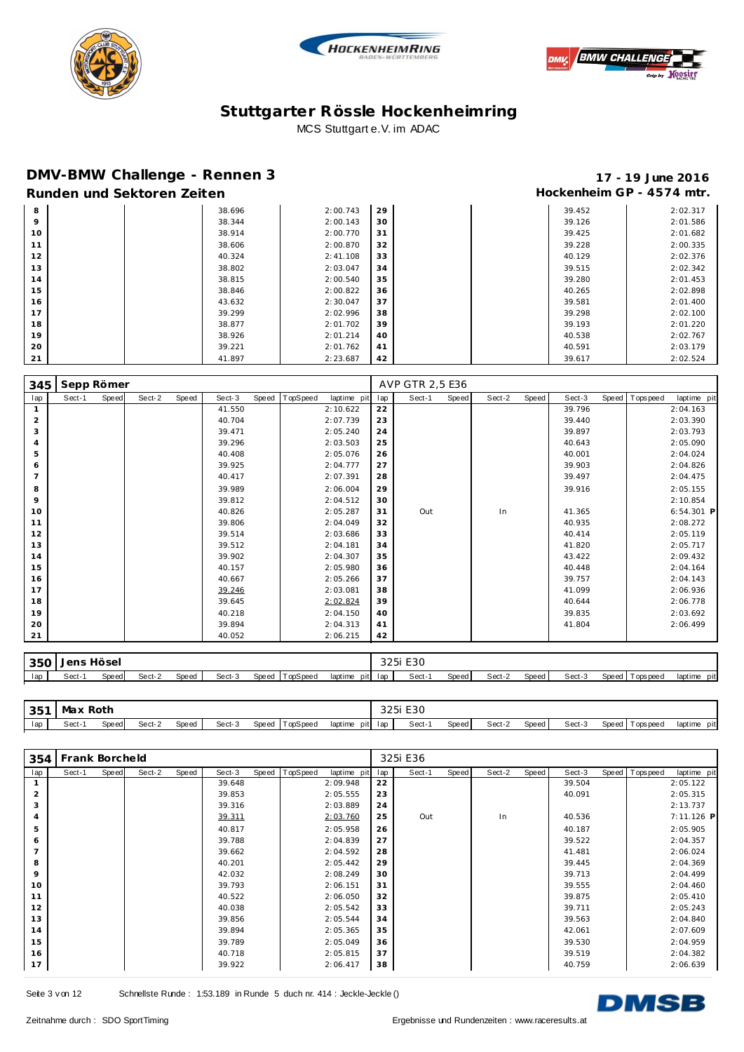# Stuttgarter Rössle Hockenheimring

MCS Stuttgart e.V. im ADAC

## DMV-BMW Challenge - Rennen 3

**17 - 19 June 2016**

### Runden und Sektoren Zeiten

**Hockenheim GP - 4574 mtr.**

| lap | Sect-1 | Speed | Sect-2 | Speed | Sect-3 | Speed | TopSpeed | laptime pit | lap | Sect-1 | Speed | Sect-2 | Speed | Sect-3 | Speed | Topspeed | laptime pit |
|---|---|---|---|---|---|---|---|---|---|---|---|---|---|---|---|---|---|
| 8 | | | | | 38.696 | | | 2:00.743 | 29 | | | | | 39.452 | | | 2:02.317 |
| 9 | | | | | 38.344 | | | 2:00.143 | 30 | | | | | 39.126 | | | 2:01.586 |
| 10 | | | | | 38.914 | | | 2:00.770 | 31 | | | | | 39.425 | | | 2:01.682 |
| 11 | | | | | 38.606 | | | 2:00.870 | 32 | | | | | 39.228 | | | 2:00.335 |
| 12 | | | | | 40.324 | | | 2:41.108 | 33 | | | | | 40.129 | | | 2:02.376 |
| 13 | | | | | 38.802 | | | 2:03.047 | 34 | | | | | 39.515 | | | 2:02.342 |
| 14 | | | | | 38.815 | | | 2:00.540 | 35 | | | | | 39.280 | | | 2:01.453 |
| 15 | | | | | 38.846 | | | 2:00.822 | 36 | | | | | 40.265 | | | 2:02.898 |
| 16 | | | | | 43.632 | | | 2:30.047 | 37 | | | | | 39.581 | | | 2:01.400 |
| 17 | | | | | 39.299 | | | 2:02.996 | 38 | | | | | 39.298 | | | 2:02.100 |
| 18 | | | | | 38.877 | | | 2:01.702 | 39 | | | | | 39.193 | | | 2:01.220 |
| 19 | | | | | 38.926 | | | 2:01.214 | 40 | | | | | 40.538 | | | 2:02.767 |
| 20 | | | | | 39.221 | | | 2:01.762 | 41 | | | | | 40.591 | | | 2:03.179 |
| 21 | | | | | 41.897 | | | 2:23.687 | 42 | | | | | 39.617 | | | 2:02.524 |

**345 Sepp Römer** — AVP GTR 2,5 E36

| lap | Sect-1 | Speed | Sect-2 | Speed | Sect-3 | Speed | TopSpeed | laptime pit | lap | Sect-1 | Speed | Sect-2 | Speed | Sect-3 | Speed | Topspeed | laptime pit |
|---|---|---|---|---|---|---|---|---|---|---|---|---|---|---|---|---|---|
| 1 | | | | | 41.550 | | | 2:10.622 | 22 | | | | | 39.796 | | | 2:04.163 |
| 2 | | | | | 40.704 | | | 2:07.739 | 23 | | | | | 39.440 | | | 2:03.390 |
| 3 | | | | | 39.471 | | | 2:05.240 | 24 | | | | | 39.897 | | | 2:03.793 |
| 4 | | | | | 39.296 | | | 2:03.503 | 25 | | | | | 40.643 | | | 2:05.090 |
| 5 | | | | | 40.408 | | | 2:05.076 | 26 | | | | | 40.001 | | | 2:04.024 |
| 6 | | | | | 39.925 | | | 2:04.777 | 27 | | | | | 39.903 | | | 2:04.826 |
| 7 | | | | | 40.417 | | | 2:07.391 | 28 | | | | | 39.497 | | | 2:04.475 |
| 8 | | | | | 39.989 | | | 2:06.004 | 29 | | | | | 39.916 | | | 2:05.155 |
| 9 | | | | | 39.812 | | | 2:04.512 | 30 | | | | | | | | 2:10.854 |
| 10 | | | | | 40.826 | | | 2:05.287 | 31 | Out | | In | | 41.365 | | | 6:54.301 P |
| 11 | | | | | 39.806 | | | 2:04.049 | 32 | | | | | 40.935 | | | 2:08.272 |
| 12 | | | | | 39.514 | | | 2:03.686 | 33 | | | | | 40.414 | | | 2:05.119 |
| 13 | | | | | 39.512 | | | 2:04.181 | 34 | | | | | 41.820 | | | 2:05.717 |
| 14 | | | | | 39.902 | | | 2:04.307 | 35 | | | | | 43.422 | | | 2:09.432 |
| 15 | | | | | 40.157 | | | 2:05.980 | 36 | | | | | 40.448 | | | 2:04.164 |
| 16 | | | | | 40.667 | | | 2:05.266 | 37 | | | | | 39.757 | | | 2:04.143 |
| 17 | | | | | 39.246 | | | 2:03.081 | 38 | | | | | 41.099 | | | 2:06.936 |
| 18 | | | | | 39.645 | | | 2:02.824 | 39 | | | | | 40.644 | | | 2:06.778 |
| 19 | | | | | 40.218 | | | 2:04.150 | 40 | | | | | 39.835 | | | 2:03.692 |
| 20 | | | | | 39.894 | | | 2:04.313 | 41 | | | | | 41.804 | | | 2:06.499 |
| 21 | | | | | 40.052 | | | 2:06.215 | 42 | | | | | | | | |

**350 Jens Hösel** — 325i E30

| lap | Sect-1 | Speed | Sect-2 | Speed | Sect-3 | Speed | TopSpeed | laptime pit | lap | Sect-1 | Speed | Sect-2 | Speed | Sect-3 | Speed | Topspeed | laptime pit |
|---|---|---|---|---|---|---|---|---|---|---|---|---|---|---|---|---|---|

**351 Max Roth** — 325i E30

| lap | Sect-1 | Speed | Sect-2 | Speed | Sect-3 | Speed | TopSpeed | laptime pit | lap | Sect-1 | Speed | Sect-2 | Speed | Sect-3 | Speed | Topspeed | laptime pit |
|---|---|---|---|---|---|---|---|---|---|---|---|---|---|---|---|---|---|

**354 Frank Borcheld** — 325i E36

| lap | Sect-1 | Speed | Sect-2 | Speed | Sect-3 | Speed | TopSpeed | laptime pit | lap | Sect-1 | Speed | Sect-2 | Speed | Sect-3 | Speed | Topspeed | laptime pit |
|---|---|---|---|---|---|---|---|---|---|---|---|---|---|---|---|---|---|
| 1 | | | | | 39.648 | | | 2:09.948 | 22 | | | | | 39.504 | | | 2:05.122 |
| 2 | | | | | 39.853 | | | 2:05.555 | 23 | | | | | 40.091 | | | 2:05.315 |
| 3 | | | | | 39.316 | | | 2:03.889 | 24 | | | | | | | | 2:13.737 |
| 4 | | | | | 39.311 | | | 2:03.760 | 25 | Out | | In | | 40.536 | | | 7:11.126 P |
| 5 | | | | | 40.817 | | | 2:05.958 | 26 | | | | | 40.187 | | | 2:05.905 |
| 6 | | | | | 39.788 | | | 2:04.839 | 27 | | | | | 39.522 | | | 2:04.357 |
| 7 | | | | | 39.662 | | | 2:04.592 | 28 | | | | | 41.481 | | | 2:06.024 |
| 8 | | | | | 40.201 | | | 2:05.442 | 29 | | | | | 39.445 | | | 2:04.369 |
| 9 | | | | | 42.032 | | | 2:08.249 | 30 | | | | | 39.713 | | | 2:04.499 |
| 10 | | | | | 39.793 | | | 2:06.151 | 31 | | | | | 39.555 | | | 2:04.460 |
| 11 | | | | | 40.522 | | | 2:06.050 | 32 | | | | | 39.875 | | | 2:05.410 |
| 12 | | | | | 40.038 | | | 2:05.542 | 33 | | | | | 39.711 | | | 2:05.243 |
| 13 | | | | | 39.856 | | | 2:05.544 | 34 | | | | | 39.563 | | | 2:04.840 |
| 14 | | | | | 39.894 | | | 2:05.365 | 35 | | | | | 42.061 | | | 2:07.609 |
| 15 | | | | | 39.789 | | | 2:05.049 | 36 | | | | | 39.530 | | | 2:04.959 |
| 16 | | | | | 40.718 | | | 2:05.815 | 37 | | | | | 39.519 | | | 2:04.382 |
| 17 | | | | | 39.922 | | | 2:06.417 | 38 | | | | | 40.759 | | | 2:06.639 |

Schnellste Runde : 1:53.189 in Runde 5 duch nr. 414 : Jeckle-Jeckle ()

Zeitnahme durch : SDO SportTiming

Ergebnisse und Rundenzeiten : www.raceresults.at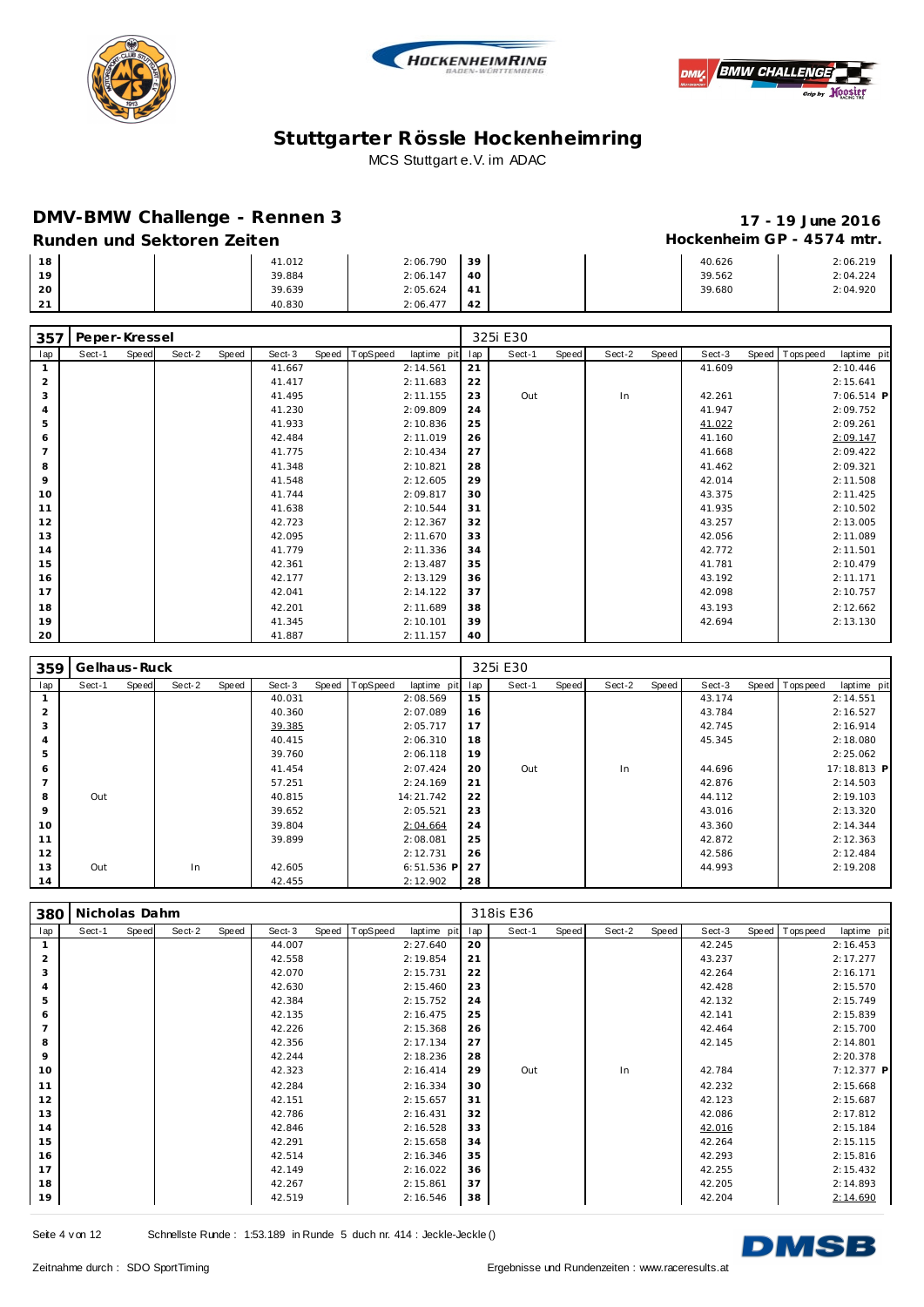# Stuttgarter Rössle Hockenheimring

MCS Stuttgart e.V. im ADAC

## DMV-BMW Challenge - Rennen 3

**17 - 19 June 2016**

### Runden und Sektoren Zeiten

**Hockenheim GP - 4574 mtr.**

| lap | Sect-1 | Speed | Sect-2 | Speed | Sect-3 | Speed | TopSpeed | laptime pit | lap | Sect-1 | Speed | Sect-2 | Speed | Sect-3 | Speed | Topspeed | laptime pit |
|---|---|---|---|---|---|---|---|---|---|---|---|---|---|---|---|---|---|
| 18 | | | | | 41.012 | | | 2:06.790 | 39 | | | | | 40.626 | | | 2:06.219 |
| 19 | | | | | 39.884 | | | 2:06.147 | 40 | | | | | 39.562 | | | 2:04.224 |
| 20 | | | | | 39.639 | | | 2:05.624 | 41 | | | | | 39.680 | | | 2:04.920 |
| 21 | | | | | 40.830 | | | 2:06.477 | 42 | | | | | | | | |

**357 Peper-Kressel — 325i E30**

| lap | Sect-1 | Speed | Sect-2 | Speed | Sect-3 | Speed | TopSpeed | laptime pit | lap | Sect-1 | Speed | Sect-2 | Speed | Sect-3 | Speed | Topspeed | laptime pit |
|---|---|---|---|---|---|---|---|---|---|---|---|---|---|---|---|---|---|
| 1 | | | | | 41.667 | | | 2:14.561 | 21 | | | | | 41.609 | | | 2:10.446 |
| 2 | | | | | 41.417 | | | 2:11.683 | 22 | | | | | | | | 2:15.641 |
| 3 | | | | | 41.495 | | | 2:11.155 | 23 | Out | | In | | 42.261 | | | 7:06.514 P |
| 4 | | | | | 41.230 | | | 2:09.809 | 24 | | | | | 41.947 | | | 2:09.752 |
| 5 | | | | | 41.933 | | | 2:10.836 | 25 | | | | | 41.022 | | | 2:09.261 |
| 6 | | | | | 42.484 | | | 2:11.019 | 26 | | | | | 41.160 | | | 2:09.147 |
| 7 | | | | | 41.775 | | | 2:10.434 | 27 | | | | | 41.668 | | | 2:09.422 |
| 8 | | | | | 41.348 | | | 2:10.821 | 28 | | | | | 41.462 | | | 2:09.321 |
| 9 | | | | | 41.548 | | | 2:12.605 | 29 | | | | | 42.014 | | | 2:11.508 |
| 10 | | | | | 41.744 | | | 2:09.817 | 30 | | | | | 43.375 | | | 2:11.425 |
| 11 | | | | | 41.638 | | | 2:10.544 | 31 | | | | | 41.935 | | | 2:10.502 |
| 12 | | | | | 42.723 | | | 2:12.367 | 32 | | | | | 43.257 | | | 2:13.005 |
| 13 | | | | | 42.095 | | | 2:11.670 | 33 | | | | | 42.056 | | | 2:11.089 |
| 14 | | | | | 41.779 | | | 2:11.336 | 34 | | | | | 42.772 | | | 2:11.501 |
| 15 | | | | | 42.361 | | | 2:13.487 | 35 | | | | | 41.781 | | | 2:10.479 |
| 16 | | | | | 42.177 | | | 2:13.129 | 36 | | | | | 43.192 | | | 2:11.171 |
| 17 | | | | | 42.041 | | | 2:14.122 | 37 | | | | | 42.098 | | | 2:10.757 |
| 18 | | | | | 42.201 | | | 2:11.689 | 38 | | | | | 43.193 | | | 2:12.662 |
| 19 | | | | | 41.345 | | | 2:10.101 | 39 | | | | | 42.694 | | | 2:13.130 |
| 20 | | | | | 41.887 | | | 2:11.157 | 40 | | | | | | | | |

**359 Gelhaus-Ruck — 325i E30**

| lap | Sect-1 | Speed | Sect-2 | Speed | Sect-3 | Speed | TopSpeed | laptime pit | lap | Sect-1 | Speed | Sect-2 | Speed | Sect-3 | Speed | Topspeed | laptime pit |
|---|---|---|---|---|---|---|---|---|---|---|---|---|---|---|---|---|---|
| 1 | | | | | 40.031 | | | 2:08.569 | 15 | | | | | 43.174 | | | 2:14.551 |
| 2 | | | | | 40.360 | | | 2:07.089 | 16 | | | | | 43.784 | | | 2:16.527 |
| 3 | | | | | 39.385 | | | 2:05.717 | 17 | | | | | 42.745 | | | 2:16.914 |
| 4 | | | | | 40.415 | | | 2:06.310 | 18 | | | | | 45.345 | | | 2:18.080 |
| 5 | | | | | 39.760 | | | 2:06.118 | 19 | | | | | | | | 2:25.062 |
| 6 | | | | | 41.454 | | | 2:07.424 | 20 | Out | | In | | 44.696 | | | 17:18.813 P |
| 7 | | | | | 57.251 | | | 2:24.169 | 21 | | | | | 42.876 | | | 2:14.503 |
| 8 | Out | | | | 40.815 | | | 14:21.742 | 22 | | | | | 44.112 | | | 2:19.103 |
| 9 | | | | | 39.652 | | | 2:05.521 | 23 | | | | | 43.016 | | | 2:13.320 |
| 10 | | | | | 39.804 | | | 2:04.664 | 24 | | | | | 43.360 | | | 2:14.344 |
| 11 | | | | | 39.899 | | | 2:08.081 | 25 | | | | | 42.872 | | | 2:12.363 |
| 12 | | | | | | | | 2:12.731 | 26 | | | | | 42.586 | | | 2:12.484 |
| 13 | Out | | In | | 42.605 | | | 6:51.536 P | 27 | | | | | 44.993 | | | 2:19.208 |
| 14 | | | | | 42.455 | | | 2:12.902 | 28 | | | | | | | | |

**380 Nicholas Dahm — 318is E36**

| lap | Sect-1 | Speed | Sect-2 | Speed | Sect-3 | Speed | TopSpeed | laptime pit | lap | Sect-1 | Speed | Sect-2 | Speed | Sect-3 | Speed | Topspeed | laptime pit |
|---|---|---|---|---|---|---|---|---|---|---|---|---|---|---|---|---|---|
| 1 | | | | | 44.007 | | | 2:27.640 | 20 | | | | | 42.245 | | | 2:16.453 |
| 2 | | | | | 42.558 | | | 2:19.854 | 21 | | | | | 43.237 | | | 2:17.277 |
| 3 | | | | | 42.070 | | | 2:15.731 | 22 | | | | | 42.264 | | | 2:16.171 |
| 4 | | | | | 42.630 | | | 2:15.460 | 23 | | | | | 42.428 | | | 2:15.570 |
| 5 | | | | | 42.384 | | | 2:15.752 | 24 | | | | | 42.132 | | | 2:15.749 |
| 6 | | | | | 42.135 | | | 2:16.475 | 25 | | | | | 42.141 | | | 2:15.839 |
| 7 | | | | | 42.226 | | | 2:15.368 | 26 | | | | | 42.464 | | | 2:15.700 |
| 8 | | | | | 42.356 | | | 2:17.134 | 27 | | | | | 42.145 | | | 2:14.801 |
| 9 | | | | | 42.244 | | | 2:18.236 | 28 | | | | | | | | 2:20.378 |
| 10 | | | | | 42.323 | | | 2:16.414 | 29 | Out | | In | | 42.784 | | | 7:12.377 P |
| 11 | | | | | 42.284 | | | 2:16.334 | 30 | | | | | 42.232 | | | 2:15.668 |
| 12 | | | | | 42.151 | | | 2:15.657 | 31 | | | | | 42.123 | | | 2:15.687 |
| 13 | | | | | 42.786 | | | 2:16.431 | 32 | | | | | 42.086 | | | 2:17.812 |
| 14 | | | | | 42.846 | | | 2:16.528 | 33 | | | | | 42.016 | | | 2:15.184 |
| 15 | | | | | 42.291 | | | 2:15.658 | 34 | | | | | 42.264 | | | 2:15.115 |
| 16 | | | | | 42.514 | | | 2:16.346 | 35 | | | | | 42.293 | | | 2:15.816 |
| 17 | | | | | 42.149 | | | 2:16.022 | 36 | | | | | 42.255 | | | 2:15.432 |
| 18 | | | | | 42.267 | | | 2:15.861 | 37 | | | | | 42.205 | | | 2:14.893 |
| 19 | | | | | 42.519 | | | 2:16.546 | 38 | | | | | 42.204 | | | 2:14.690 |

Schnellste Runde : 1:53.189 in Runde 5 duch nr. 414 : Jeckle-Jeckle ()

Zeitnahme durch : SDO SportTiming

Ergebnisse und Rundenzeiten : www.raceresults.at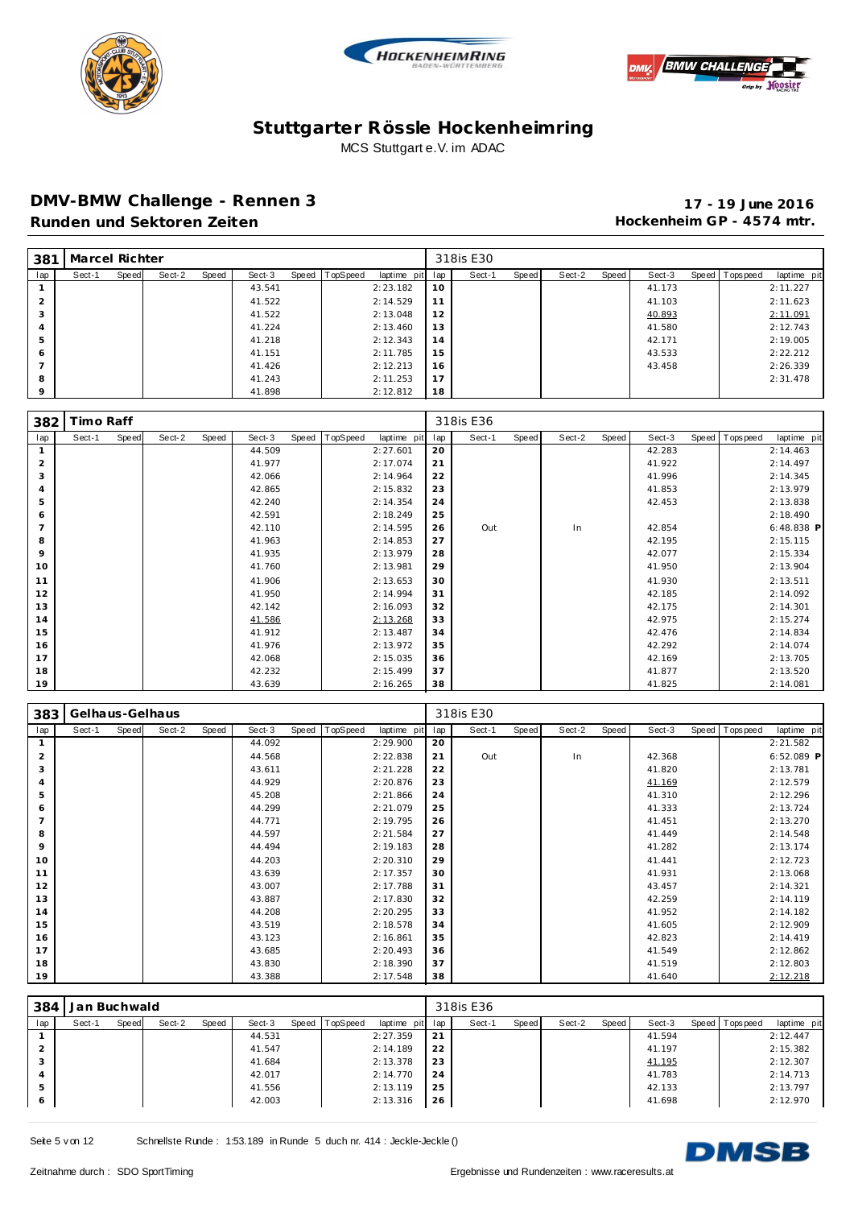# Stuttgarter Rössle Hockenheimring

MCS Stuttgart e.V. im ADAC

## DMV-BMW Challenge - Rennen 3

**17 - 19 June 2016**

### Runden und Sektoren Zeiten

**Hockenheim GP - 4574 mtr.**

| 381 | Marcel Richter | | | | | | | | 318is E30 | | | | | | | | |
|---|---|---|---|---|---|---|---|---|---|---|---|---|---|---|---|---|---|
| lap | Sect-1 | Speed | Sect-2 | Speed | Sect-3 | Speed | TopSpeed | laptime pit | lap | Sect-1 | Speed | Sect-2 | Speed | Sect-3 | Speed | Topspeed | laptime pit |
| 1 | | | | | 43.541 | | | 2:23.182 | 10 | | | | | 41.173 | | | 2:11.227 |
| 2 | | | | | 41.522 | | | 2:14.529 | 11 | | | | | 41.103 | | | 2:11.623 |
| 3 | | | | | 41.522 | | | 2:13.048 | 12 | | | | | 40.893 | | | 2:11.091 |
| 4 | | | | | 41.224 | | | 2:13.460 | 13 | | | | | 41.580 | | | 2:12.743 |
| 5 | | | | | 41.218 | | | 2:12.343 | 14 | | | | | 42.171 | | | 2:19.005 |
| 6 | | | | | 41.151 | | | 2:11.785 | 15 | | | | | 43.533 | | | 2:22.212 |
| 7 | | | | | 41.426 | | | 2:12.213 | 16 | | | | | 43.458 | | | 2:26.339 |
| 8 | | | | | 41.243 | | | 2:11.253 | 17 | | | | | | | | 2:31.478 |
| 9 | | | | | 41.898 | | | 2:12.812 | 18 | | | | | | | | |

| 382 | Timo Raff | | | | | | | | 318is E36 | | | | | | | | |
|---|---|---|---|---|---|---|---|---|---|---|---|---|---|---|---|---|---|
| lap | Sect-1 | Speed | Sect-2 | Speed | Sect-3 | Speed | TopSpeed | laptime pit | lap | Sect-1 | Speed | Sect-2 | Speed | Sect-3 | Speed | Topspeed | laptime pit |
| 1 | | | | | 44.509 | | | 2:27.601 | 20 | | | | | 42.283 | | | 2:14.463 |
| 2 | | | | | 41.977 | | | 2:17.074 | 21 | | | | | 41.922 | | | 2:14.497 |
| 3 | | | | | 42.066 | | | 2:14.964 | 22 | | | | | 41.996 | | | 2:14.345 |
| 4 | | | | | 42.865 | | | 2:15.832 | 23 | | | | | 41.853 | | | 2:13.979 |
| 5 | | | | | 42.240 | | | 2:14.354 | 24 | | | | | 42.453 | | | 2:13.838 |
| 6 | | | | | 42.591 | | | 2:18.249 | 25 | | | | | | | | 2:18.490 |
| 7 | | | | | 42.110 | | | 2:14.595 | 26 | Out | | In | | 42.854 | | | 6:48.838 P |
| 8 | | | | | 41.963 | | | 2:14.853 | 27 | | | | | 42.195 | | | 2:15.115 |
| 9 | | | | | 41.935 | | | 2:13.979 | 28 | | | | | 42.077 | | | 2:15.334 |
| 10 | | | | | 41.760 | | | 2:13.981 | 29 | | | | | 41.950 | | | 2:13.904 |
| 11 | | | | | 41.906 | | | 2:13.653 | 30 | | | | | 41.930 | | | 2:13.511 |
| 12 | | | | | 41.950 | | | 2:14.994 | 31 | | | | | 42.185 | | | 2:14.092 |
| 13 | | | | | 42.142 | | | 2:16.093 | 32 | | | | | 42.175 | | | 2:14.301 |
| 14 | | | | | 41.586 | | | 2:13.268 | 33 | | | | | 42.975 | | | 2:15.274 |
| 15 | | | | | 41.912 | | | 2:13.487 | 34 | | | | | 42.476 | | | 2:14.834 |
| 16 | | | | | 41.976 | | | 2:13.972 | 35 | | | | | 42.292 | | | 2:14.074 |
| 17 | | | | | 42.068 | | | 2:15.035 | 36 | | | | | 42.169 | | | 2:13.705 |
| 18 | | | | | 42.232 | | | 2:15.499 | 37 | | | | | 41.877 | | | 2:13.520 |
| 19 | | | | | 43.639 | | | 2:16.265 | 38 | | | | | 41.825 | | | 2:14.081 |

| 383 | Gelhaus-Gelhaus | | | | | | | | 318is E30 | | | | | | | | |
|---|---|---|---|---|---|---|---|---|---|---|---|---|---|---|---|---|---|
| lap | Sect-1 | Speed | Sect-2 | Speed | Sect-3 | Speed | TopSpeed | laptime pit | lap | Sect-1 | Speed | Sect-2 | Speed | Sect-3 | Speed | Topspeed | laptime pit |
| 1 | | | | | 44.092 | | | 2:29.900 | 20 | | | | | | | | 2:21.582 |
| 2 | | | | | 44.568 | | | 2:22.838 | 21 | Out | | In | | 42.368 | | | 6:52.089 P |
| 3 | | | | | 43.611 | | | 2:21.228 | 22 | | | | | 41.820 | | | 2:13.781 |
| 4 | | | | | 44.929 | | | 2:20.876 | 23 | | | | | 41.169 | | | 2:12.579 |
| 5 | | | | | 45.208 | | | 2:21.866 | 24 | | | | | 41.310 | | | 2:12.296 |
| 6 | | | | | 44.299 | | | 2:21.079 | 25 | | | | | 41.333 | | | 2:13.724 |
| 7 | | | | | 44.771 | | | 2:19.795 | 26 | | | | | 41.451 | | | 2:13.270 |
| 8 | | | | | 44.597 | | | 2:21.584 | 27 | | | | | 41.449 | | | 2:14.548 |
| 9 | | | | | 44.494 | | | 2:19.183 | 28 | | | | | 41.282 | | | 2:13.174 |
| 10 | | | | | 44.203 | | | 2:20.310 | 29 | | | | | 41.441 | | | 2:12.723 |
| 11 | | | | | 43.639 | | | 2:17.357 | 30 | | | | | 41.931 | | | 2:13.068 |
| 12 | | | | | 43.007 | | | 2:17.788 | 31 | | | | | 43.457 | | | 2:14.321 |
| 13 | | | | | 43.887 | | | 2:17.830 | 32 | | | | | 42.259 | | | 2:14.119 |
| 14 | | | | | 44.208 | | | 2:20.295 | 33 | | | | | 41.952 | | | 2:14.182 |
| 15 | | | | | 43.519 | | | 2:18.578 | 34 | | | | | 41.605 | | | 2:12.909 |
| 16 | | | | | 43.123 | | | 2:16.861 | 35 | | | | | 42.823 | | | 2:14.419 |
| 17 | | | | | 43.685 | | | 2:20.493 | 36 | | | | | 41.549 | | | 2:12.862 |
| 18 | | | | | 43.830 | | | 2:18.390 | 37 | | | | | 41.519 | | | 2:12.803 |
| 19 | | | | | 43.388 | | | 2:17.548 | 38 | | | | | 41.640 | | | 2:12.218 |

| 384 | Jan Buchwald | | | | | | | | 318is E36 | | | | | | | | |
|---|---|---|---|---|---|---|---|---|---|---|---|---|---|---|---|---|---|
| lap | Sect-1 | Speed | Sect-2 | Speed | Sect-3 | Speed | TopSpeed | laptime pit | lap | Sect-1 | Speed | Sect-2 | Speed | Sect-3 | Speed | Topspeed | laptime pit |
| 1 | | | | | 44.531 | | | 2:27.359 | 21 | | | | | 41.594 | | | 2:12.447 |
| 2 | | | | | 41.547 | | | 2:14.189 | 22 | | | | | 41.197 | | | 2:15.382 |
| 3 | | | | | 41.684 | | | 2:13.378 | 23 | | | | | 41.195 | | | 2:12.307 |
| 4 | | | | | 42.017 | | | 2:14.770 | 24 | | | | | 41.783 | | | 2:14.713 |
| 5 | | | | | 41.556 | | | 2:13.119 | 25 | | | | | 42.133 | | | 2:13.797 |
| 6 | | | | | 42.003 | | | 2:13.316 | 26 | | | | | 41.698 | | | 2:12.970 |

Schnellste Runde : 1:53.189 in Runde 5 duch nr. 414 : Jeckle-Jeckle ()

Zeitnahme durch : SDO SportTiming

Ergebnisse und Rundenzeiten : www.raceresults.at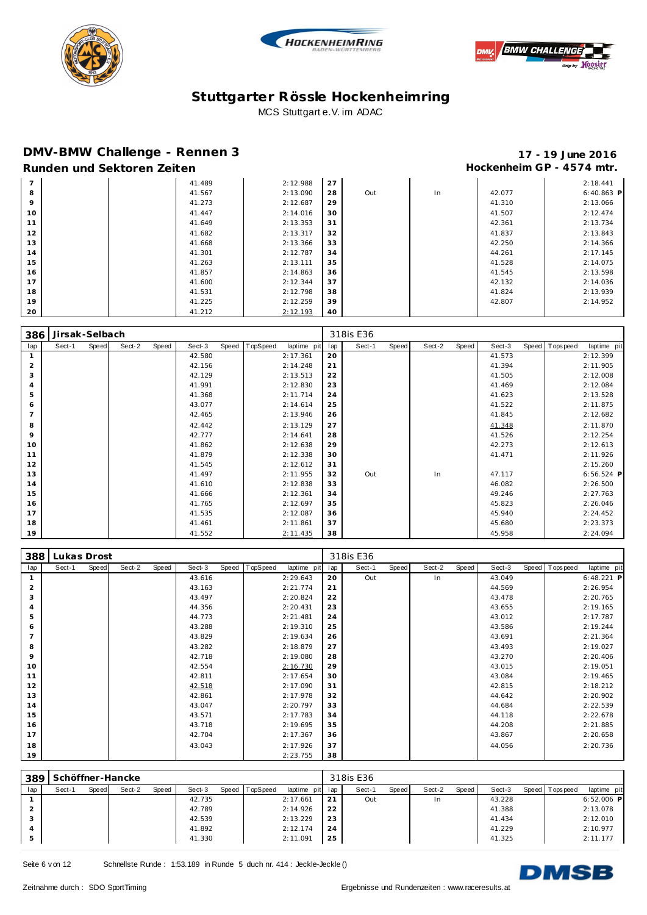# Stuttgarter Rössle Hockenheimring

MCS Stuttgart e.V. im ADAC

## DMV-BMW Challenge - Rennen 3

**Runden und Sektoren Zeiten**

**17 - 19 June 2016**

**Hockenheim GP - 4574 mtr.**

| lap | Sect-1 | Speed | Sect-2 | Speed | Sect-3 | Speed | TopSpeed | laptime pit | lap | Sect-1 | Speed | Sect-2 | Speed | Sect-3 | Speed | Topspeed | laptime pit |
|---|---|---|---|---|---|---|---|---|---|---|---|---|---|---|---|---|---|
| 7 | | | | | 41.489 | | | 2:12.988 | 27 | | | | | | | | 2:18.441 |
| 8 | | | | | 41.567 | | | 2:13.090 | 28 | Out | | In | | 42.077 | | | 6:40.863 P |
| 9 | | | | | 41.273 | | | 2:12.687 | 29 | | | | | 41.310 | | | 2:13.066 |
| 10 | | | | | 41.447 | | | 2:14.016 | 30 | | | | | 41.507 | | | 2:12.474 |
| 11 | | | | | 41.649 | | | 2:13.353 | 31 | | | | | 42.361 | | | 2:13.734 |
| 12 | | | | | 41.682 | | | 2:13.317 | 32 | | | | | 41.837 | | | 2:13.843 |
| 13 | | | | | 41.668 | | | 2:13.366 | 33 | | | | | 42.250 | | | 2:14.366 |
| 14 | | | | | 41.301 | | | 2:12.787 | 34 | | | | | 44.261 | | | 2:17.145 |
| 15 | | | | | 41.263 | | | 2:13.111 | 35 | | | | | 41.528 | | | 2:14.075 |
| 16 | | | | | 41.857 | | | 2:14.863 | 36 | | | | | 41.545 | | | 2:13.598 |
| 17 | | | | | 41.600 | | | 2:12.344 | 37 | | | | | 42.132 | | | 2:14.036 |
| 18 | | | | | 41.531 | | | 2:12.798 | 38 | | | | | 41.824 | | | 2:13.939 |
| 19 | | | | | 41.225 | | | 2:12.259 | 39 | | | | | 42.807 | | | 2:14.952 |
| 20 | | | | | 41.212 | | | 2:12.193 | 40 | | | | | | | | |

**386 Jirsak-Selbach** — 318is E36

| lap | Sect-1 | Speed | Sect-2 | Speed | Sect-3 | Speed | TopSpeed | laptime pit | lap | Sect-1 | Speed | Sect-2 | Speed | Sect-3 | Speed | Topspeed | laptime pit |
|---|---|---|---|---|---|---|---|---|---|---|---|---|---|---|---|---|---|
| 1 | | | | | 42.580 | | | 2:17.361 | 20 | | | | | 41.573 | | | 2:12.399 |
| 2 | | | | | 42.156 | | | 2:14.248 | 21 | | | | | 41.394 | | | 2:11.905 |
| 3 | | | | | 42.129 | | | 2:13.513 | 22 | | | | | 41.505 | | | 2:12.008 |
| 4 | | | | | 41.991 | | | 2:12.830 | 23 | | | | | 41.469 | | | 2:12.084 |
| 5 | | | | | 41.368 | | | 2:11.714 | 24 | | | | | 41.623 | | | 2:13.528 |
| 6 | | | | | 43.077 | | | 2:14.614 | 25 | | | | | 41.522 | | | 2:11.875 |
| 7 | | | | | 42.465 | | | 2:13.946 | 26 | | | | | 41.845 | | | 2:12.682 |
| 8 | | | | | 42.442 | | | 2:13.129 | 27 | | | | | 41.348 | | | 2:11.870 |
| 9 | | | | | 42.777 | | | 2:14.641 | 28 | | | | | 41.526 | | | 2:12.254 |
| 10 | | | | | 41.862 | | | 2:12.638 | 29 | | | | | 42.273 | | | 2:12.613 |
| 11 | | | | | 41.879 | | | 2:12.338 | 30 | | | | | 41.471 | | | 2:11.926 |
| 12 | | | | | 41.545 | | | 2:12.612 | 31 | | | | | | | | 2:15.260 |
| 13 | | | | | 41.497 | | | 2:11.955 | 32 | Out | | In | | 47.117 | | | 6:56.524 P |
| 14 | | | | | 41.610 | | | 2:12.838 | 33 | | | | | 46.082 | | | 2:26.500 |
| 15 | | | | | 41.666 | | | 2:12.361 | 34 | | | | | 49.246 | | | 2:27.763 |
| 16 | | | | | 41.765 | | | 2:12.697 | 35 | | | | | 45.823 | | | 2:26.046 |
| 17 | | | | | 41.535 | | | 2:12.087 | 36 | | | | | 45.940 | | | 2:24.452 |
| 18 | | | | | 41.461 | | | 2:11.861 | 37 | | | | | 45.680 | | | 2:23.373 |
| 19 | | | | | 41.552 | | | 2:11.435 | 38 | | | | | 45.958 | | | 2:24.094 |

**388 Lukas Drost** — 318is E36

| lap | Sect-1 | Speed | Sect-2 | Speed | Sect-3 | Speed | TopSpeed | laptime pit | lap | Sect-1 | Speed | Sect-2 | Speed | Sect-3 | Speed | Topspeed | laptime pit |
|---|---|---|---|---|---|---|---|---|---|---|---|---|---|---|---|---|---|
| 1 | | | | | 43.616 | | | 2:29.643 | 20 | Out | | In | | 43.049 | | | 6:48.221 P |
| 2 | | | | | 43.163 | | | 2:21.774 | 21 | | | | | 44.569 | | | 2:26.954 |
| 3 | | | | | 43.497 | | | 2:20.824 | 22 | | | | | 43.478 | | | 2:20.765 |
| 4 | | | | | 44.356 | | | 2:20.431 | 23 | | | | | 43.655 | | | 2:19.165 |
| 5 | | | | | 44.773 | | | 2:21.481 | 24 | | | | | 43.012 | | | 2:17.787 |
| 6 | | | | | 43.288 | | | 2:19.310 | 25 | | | | | 43.586 | | | 2:19.244 |
| 7 | | | | | 43.829 | | | 2:19.634 | 26 | | | | | 43.691 | | | 2:21.364 |
| 8 | | | | | 43.282 | | | 2:18.879 | 27 | | | | | 43.493 | | | 2:19.027 |
| 9 | | | | | 42.718 | | | 2:19.080 | 28 | | | | | 43.270 | | | 2:20.406 |
| 10 | | | | | 42.554 | | | 2:16.730 | 29 | | | | | 43.015 | | | 2:19.051 |
| 11 | | | | | 42.811 | | | 2:17.654 | 30 | | | | | 43.084 | | | 2:19.465 |
| 12 | | | | | 42.518 | | | 2:17.090 | 31 | | | | | 42.815 | | | 2:18.212 |
| 13 | | | | | 42.861 | | | 2:17.978 | 32 | | | | | 44.642 | | | 2:20.902 |
| 14 | | | | | 43.047 | | | 2:20.797 | 33 | | | | | 44.684 | | | 2:22.539 |
| 15 | | | | | 43.571 | | | 2:17.783 | 34 | | | | | 44.118 | | | 2:22.678 |
| 16 | | | | | 43.718 | | | 2:19.695 | 35 | | | | | 44.208 | | | 2:21.885 |
| 17 | | | | | 42.704 | | | 2:17.367 | 36 | | | | | 43.867 | | | 2:20.658 |
| 18 | | | | | 43.043 | | | 2:17.926 | 37 | | | | | 44.056 | | | 2:20.736 |
| 19 | | | | | | | | 2:23.755 | 38 | | | | | | | | |

**389 Schöffner-Hancke** — 318is E36

| lap | Sect-1 | Speed | Sect-2 | Speed | Sect-3 | Speed | TopSpeed | laptime pit | lap | Sect-1 | Speed | Sect-2 | Speed | Sect-3 | Speed | Topspeed | laptime pit |
|---|---|---|---|---|---|---|---|---|---|---|---|---|---|---|---|---|---|
| 1 | | | | | 42.735 | | | 2:17.661 | 21 | Out | | In | | 43.228 | | | 6:52.006 P |
| 2 | | | | | 42.789 | | | 2:14.926 | 22 | | | | | 41.388 | | | 2:13.078 |
| 3 | | | | | 42.539 | | | 2:13.229 | 23 | | | | | 41.434 | | | 2:12.010 |
| 4 | | | | | 41.892 | | | 2:12.174 | 24 | | | | | 41.229 | | | 2:10.977 |
| 5 | | | | | 41.330 | | | 2:11.091 | 25 | | | | | 41.325 | | | 2:11.177 |

Schnellste Runde : 1:53.189 in Runde 5 duch nr. 414 : Jeckle-Jeckle ()

Zeitnahme durch : SDO SportTiming

Ergebnisse und Rundenzeiten : www.raceresults.at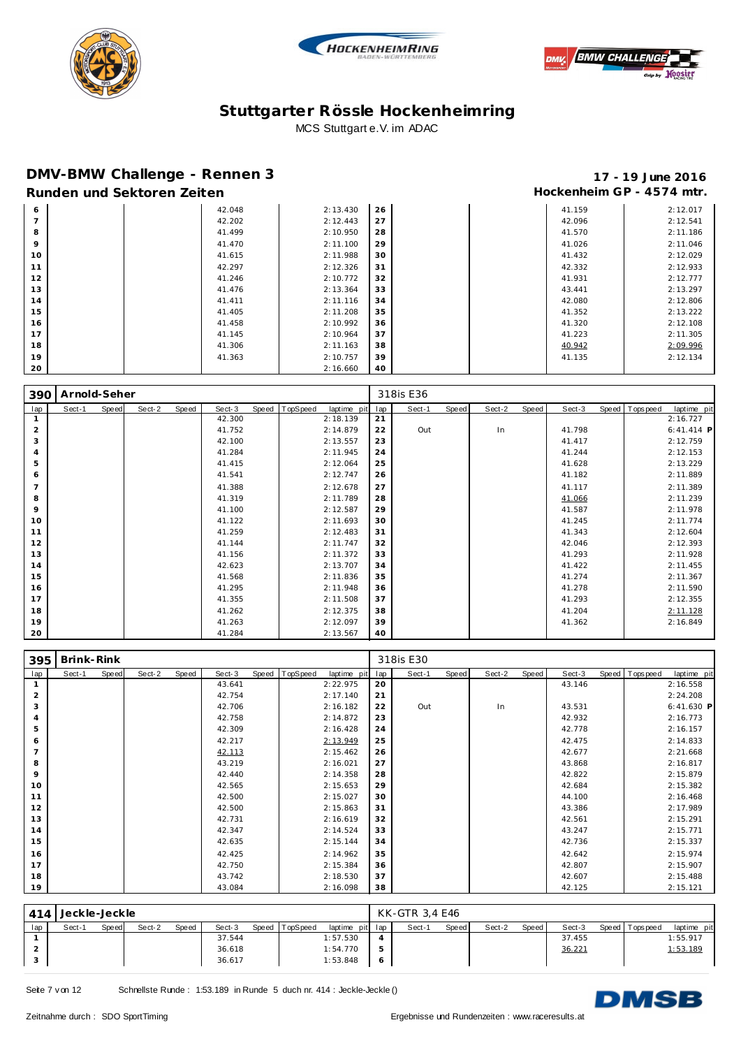# Stuttgarter Rössle Hockenheimring

MCS Stuttgart e.V. im ADAC

## DMV-BMW Challenge - Rennen 3

**17 - 19 June 2016**

### Runden und Sektoren Zeiten

**Hockenheim GP - 4574 mtr.**

| lap | Sect-1 | Speed | Sect-2 | Speed | Sect-3 | Speed | TopSpeed | laptime pit | lap | Sect-1 | Speed | Sect-2 | Speed | Sect-3 | Speed | Topspeed | laptime pit |
|---|---|---|---|---|---|---|---|---|---|---|---|---|---|---|---|---|---|
| 6 | | | | | 42.048 | | | 2:13.430 | 26 | | | | | 41.159 | | | 2:12.017 |
| 7 | | | | | 42.202 | | | 2:12.443 | 27 | | | | | 42.096 | | | 2:12.541 |
| 8 | | | | | 41.499 | | | 2:10.950 | 28 | | | | | 41.570 | | | 2:11.186 |
| 9 | | | | | 41.470 | | | 2:11.100 | 29 | | | | | 41.026 | | | 2:11.046 |
| 10 | | | | | 41.615 | | | 2:11.988 | 30 | | | | | 41.432 | | | 2:12.029 |
| 11 | | | | | 42.297 | | | 2:12.326 | 31 | | | | | 42.332 | | | 2:12.933 |
| 12 | | | | | 41.246 | | | 2:10.772 | 32 | | | | | 41.931 | | | 2:12.777 |
| 13 | | | | | 41.476 | | | 2:13.364 | 33 | | | | | 43.441 | | | 2:13.297 |
| 14 | | | | | 41.411 | | | 2:11.116 | 34 | | | | | 42.080 | | | 2:12.806 |
| 15 | | | | | 41.405 | | | 2:11.208 | 35 | | | | | 41.352 | | | 2:13.222 |
| 16 | | | | | 41.458 | | | 2:10.992 | 36 | | | | | 41.320 | | | 2:12.108 |
| 17 | | | | | 41.145 | | | 2:10.964 | 37 | | | | | 41.223 | | | 2:11.305 |
| 18 | | | | | 41.306 | | | 2:11.163 | 38 | | | | | 40.942 | | | 2:09.996 |
| 19 | | | | | 41.363 | | | 2:10.757 | 39 | | | | | 41.135 | | | 2:12.134 |
| 20 | | | | | | | | 2:16.660 | 40 | | | | | | | | |

**390 Arnold-Seher** — 318is E36

| lap | Sect-1 | Speed | Sect-2 | Speed | Sect-3 | Speed | TopSpeed | laptime pit | lap | Sect-1 | Speed | Sect-2 | Speed | Sect-3 | Speed | Topspeed | laptime pit |
|---|---|---|---|---|---|---|---|---|---|---|---|---|---|---|---|---|---|
| 1 | | | | | 42.300 | | | 2:18.139 | 21 | | | | | | | | 2:16.727 |
| 2 | | | | | 41.752 | | | 2:14.879 | 22 | Out | | In | | 41.798 | | | 6:41.414 P |
| 3 | | | | | 42.100 | | | 2:13.557 | 23 | | | | | 41.417 | | | 2:12.759 |
| 4 | | | | | 41.284 | | | 2:11.945 | 24 | | | | | 41.244 | | | 2:12.153 |
| 5 | | | | | 41.415 | | | 2:12.064 | 25 | | | | | 41.628 | | | 2:13.229 |
| 6 | | | | | 41.541 | | | 2:12.747 | 26 | | | | | 41.182 | | | 2:11.889 |
| 7 | | | | | 41.388 | | | 2:12.678 | 27 | | | | | 41.117 | | | 2:11.389 |
| 8 | | | | | 41.319 | | | 2:11.789 | 28 | | | | | 41.066 | | | 2:11.239 |
| 9 | | | | | 41.100 | | | 2:12.587 | 29 | | | | | 41.587 | | | 2:11.978 |
| 10 | | | | | 41.122 | | | 2:11.693 | 30 | | | | | 41.245 | | | 2:11.774 |
| 11 | | | | | 41.259 | | | 2:12.483 | 31 | | | | | 41.343 | | | 2:12.604 |
| 12 | | | | | 41.144 | | | 2:11.747 | 32 | | | | | 42.046 | | | 2:12.393 |
| 13 | | | | | 41.156 | | | 2:11.372 | 33 | | | | | 41.293 | | | 2:11.928 |
| 14 | | | | | 42.623 | | | 2:13.707 | 34 | | | | | 41.422 | | | 2:11.455 |
| 15 | | | | | 41.568 | | | 2:11.836 | 35 | | | | | 41.274 | | | 2:11.367 |
| 16 | | | | | 41.295 | | | 2:11.948 | 36 | | | | | 41.278 | | | 2:11.590 |
| 17 | | | | | 41.355 | | | 2:11.508 | 37 | | | | | 41.293 | | | 2:12.355 |
| 18 | | | | | 41.262 | | | 2:12.375 | 38 | | | | | 41.204 | | | 2:11.128 |
| 19 | | | | | 41.263 | | | 2:12.097 | 39 | | | | | 41.362 | | | 2:16.849 |
| 20 | | | | | 41.284 | | | 2:13.567 | 40 | | | | | | | | |

**395 Brink-Rink** — 318is E30

| lap | Sect-1 | Speed | Sect-2 | Speed | Sect-3 | Speed | TopSpeed | laptime pit | lap | Sect-1 | Speed | Sect-2 | Speed | Sect-3 | Speed | Topspeed | laptime pit |
|---|---|---|---|---|---|---|---|---|---|---|---|---|---|---|---|---|---|
| 1 | | | | | 43.641 | | | 2:22.975 | 20 | | | | | 43.146 | | | 2:16.558 |
| 2 | | | | | 42.754 | | | 2:17.140 | 21 | | | | | | | | 2:24.208 |
| 3 | | | | | 42.706 | | | 2:16.182 | 22 | Out | | In | | 43.531 | | | 6:41.630 P |
| 4 | | | | | 42.758 | | | 2:14.872 | 23 | | | | | 42.932 | | | 2:16.773 |
| 5 | | | | | 42.309 | | | 2:16.428 | 24 | | | | | 42.778 | | | 2:16.157 |
| 6 | | | | | 42.217 | | | 2:13.949 | 25 | | | | | 42.475 | | | 2:14.833 |
| 7 | | | | | 42.113 | | | 2:15.462 | 26 | | | | | 42.677 | | | 2:21.668 |
| 8 | | | | | 43.219 | | | 2:16.021 | 27 | | | | | 43.868 | | | 2:16.817 |
| 9 | | | | | 42.440 | | | 2:14.358 | 28 | | | | | 42.822 | | | 2:15.879 |
| 10 | | | | | 42.565 | | | 2:15.653 | 29 | | | | | 42.684 | | | 2:15.382 |
| 11 | | | | | 42.500 | | | 2:15.027 | 30 | | | | | 44.100 | | | 2:16.468 |
| 12 | | | | | 42.500 | | | 2:15.863 | 31 | | | | | 43.386 | | | 2:17.989 |
| 13 | | | | | 42.731 | | | 2:16.619 | 32 | | | | | 42.561 | | | 2:15.291 |
| 14 | | | | | 42.347 | | | 2:14.524 | 33 | | | | | 43.247 | | | 2:15.771 |
| 15 | | | | | 42.635 | | | 2:15.144 | 34 | | | | | 42.736 | | | 2:15.337 |
| 16 | | | | | 42.425 | | | 2:14.962 | 35 | | | | | 42.642 | | | 2:15.974 |
| 17 | | | | | 42.750 | | | 2:15.384 | 36 | | | | | 42.807 | | | 2:15.907 |
| 18 | | | | | 43.742 | | | 2:18.530 | 37 | | | | | 42.607 | | | 2:15.488 |
| 19 | | | | | 43.084 | | | 2:16.098 | 38 | | | | | 42.125 | | | 2:15.121 |

**414 Jeckle-Jeckle** — KK-GTR 3,4 E46

| lap | Sect-1 | Speed | Sect-2 | Speed | Sect-3 | Speed | TopSpeed | laptime pit | lap | Sect-1 | Speed | Sect-2 | Speed | Sect-3 | Speed | Topspeed | laptime pit |
|---|---|---|---|---|---|---|---|---|---|---|---|---|---|---|---|---|---|
| 1 | | | | | 37.544 | | | 1:57.530 | 4 | | | | | 37.455 | | | 1:55.917 |
| 2 | | | | | 36.618 | | | 1:54.770 | 5 | | | | | 36.221 | | | 1:53.189 |
| 3 | | | | | 36.617 | | | 1:53.848 | 6 | | | | | | | | |

Schnellste Runde : 1:53.189 in Runde 5 duch nr. 414 : Jeckle-Jeckle ()

Zeitnahme durch : SDO SportTiming

Ergebnisse und Rundenzeiten : www.raceresults.at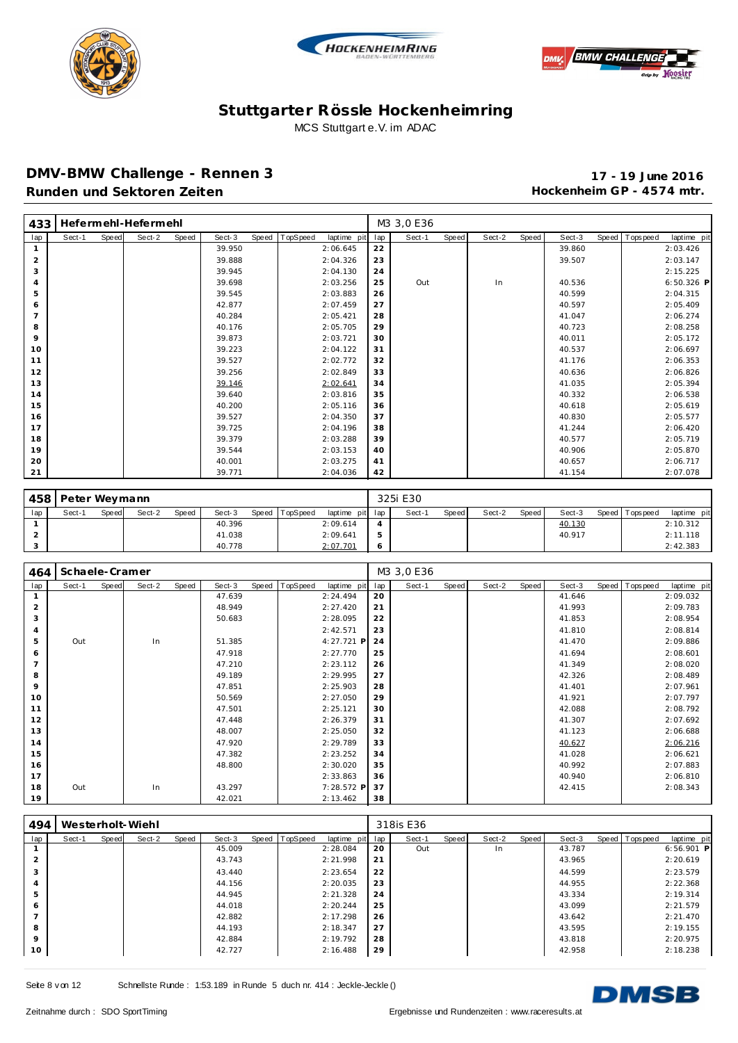# Stuttgarter Rössle Hockenheimring

MCS Stuttgart e.V. im ADAC

## DMV-BMW Challenge - Rennen 3

**Runden und Sektoren Zeiten**

**17 - 19 June 2016**

**Hockenheim GP - 4574 mtr.**

| 433 | Hefermehl-Hefermehl | | | | | | | | M3 3,0 E36 | | | | | | | | |
|---|---|---|---|---|---|---|---|---|---|---|---|---|---|---|---|---|---|
| lap | Sect-1 | Speed | Sect-2 | Speed | Sect-3 | Speed | TopSpeed | laptime pit | lap | Sect-1 | Speed | Sect-2 | Speed | Sect-3 | Speed | Topspeed | laptime pit |
| 1 | | | | | 39.950 | | | 2:06.645 | 22 | | | | | 39.860 | | | 2:03.426 |
| 2 | | | | | 39.888 | | | 2:04.326 | 23 | | | | | 39.507 | | | 2:03.147 |
| 3 | | | | | 39.945 | | | 2:04.130 | 24 | | | | | | | | 2:15.225 |
| 4 | | | | | 39.698 | | | 2:03.256 | 25 | Out | | In | | 40.536 | | | 6:50.326 P |
| 5 | | | | | 39.545 | | | 2:03.883 | 26 | | | | | 40.599 | | | 2:04.315 |
| 6 | | | | | 42.877 | | | 2:07.459 | 27 | | | | | 40.597 | | | 2:05.409 |
| 7 | | | | | 40.284 | | | 2:05.421 | 28 | | | | | 41.047 | | | 2:06.274 |
| 8 | | | | | 40.176 | | | 2:05.705 | 29 | | | | | 40.723 | | | 2:08.258 |
| 9 | | | | | 39.873 | | | 2:03.721 | 30 | | | | | 40.011 | | | 2:05.172 |
| 10 | | | | | 39.223 | | | 2:04.122 | 31 | | | | | 40.537 | | | 2:06.697 |
| 11 | | | | | 39.527 | | | 2:02.772 | 32 | | | | | 41.176 | | | 2:06.353 |
| 12 | | | | | 39.256 | | | 2:02.849 | 33 | | | | | 40.636 | | | 2:06.826 |
| 13 | | | | | 39.146 | | | 2:02.641 | 34 | | | | | 41.035 | | | 2:05.394 |
| 14 | | | | | 39.640 | | | 2:03.816 | 35 | | | | | 40.332 | | | 2:06.538 |
| 15 | | | | | 40.200 | | | 2:05.116 | 36 | | | | | 40.618 | | | 2:05.619 |
| 16 | | | | | 39.527 | | | 2:04.350 | 37 | | | | | 40.830 | | | 2:05.577 |
| 17 | | | | | 39.725 | | | 2:04.196 | 38 | | | | | 41.244 | | | 2:06.420 |
| 18 | | | | | 39.379 | | | 2:03.288 | 39 | | | | | 40.577 | | | 2:05.719 |
| 19 | | | | | 39.544 | | | 2:03.153 | 40 | | | | | 40.906 | | | 2:05.870 |
| 20 | | | | | 40.001 | | | 2:03.275 | 41 | | | | | 40.657 | | | 2:06.717 |
| 21 | | | | | 39.771 | | | 2:04.036 | 42 | | | | | 41.154 | | | 2:07.078 |

| 458 | Peter Weymann | | | | | | | | 325i E30 | | | | | | | | |
|---|---|---|---|---|---|---|---|---|---|---|---|---|---|---|---|---|---|
| lap | Sect-1 | Speed | Sect-2 | Speed | Sect-3 | Speed | TopSpeed | laptime pit | lap | Sect-1 | Speed | Sect-2 | Speed | Sect-3 | Speed | Topspeed | laptime pit |
| 1 | | | | | 40.396 | | | 2:09.614 | 4 | | | | | 40.130 | | | 2:10.312 |
| 2 | | | | | 41.038 | | | 2:09.641 | 5 | | | | | 40.917 | | | 2:11.118 |
| 3 | | | | | 40.778 | | | 2:07.701 | 6 | | | | | | | | 2:42.383 |

| 464 | Schaele-Cramer | | | | | | | | M3 3,0 E36 | | | | | | | | |
|---|---|---|---|---|---|---|---|---|---|---|---|---|---|---|---|---|---|
| lap | Sect-1 | Speed | Sect-2 | Speed | Sect-3 | Speed | TopSpeed | laptime pit | lap | Sect-1 | Speed | Sect-2 | Speed | Sect-3 | Speed | Topspeed | laptime pit |
| 1 | | | | | 47.639 | | | 2:24.494 | 20 | | | | | 41.646 | | | 2:09.032 |
| 2 | | | | | 48.949 | | | 2:27.420 | 21 | | | | | 41.993 | | | 2:09.783 |
| 3 | | | | | 50.683 | | | 2:28.095 | 22 | | | | | 41.853 | | | 2:08.954 |
| 4 | | | | | | | | 2:42.571 | 23 | | | | | 41.810 | | | 2:08.814 |
| 5 | Out | | In | | 51.385 | | | 4:27.721 P | 24 | | | | | 41.470 | | | 2:09.886 |
| 6 | | | | | 47.918 | | | 2:27.770 | 25 | | | | | 41.694 | | | 2:08.601 |
| 7 | | | | | 47.210 | | | 2:23.112 | 26 | | | | | 41.349 | | | 2:08.020 |
| 8 | | | | | 49.189 | | | 2:29.995 | 27 | | | | | 42.326 | | | 2:08.489 |
| 9 | | | | | 47.851 | | | 2:25.903 | 28 | | | | | 41.401 | | | 2:07.961 |
| 10 | | | | | 50.569 | | | 2:27.050 | 29 | | | | | 41.921 | | | 2:07.797 |
| 11 | | | | | 47.501 | | | 2:25.121 | 30 | | | | | 42.088 | | | 2:08.792 |
| 12 | | | | | 47.448 | | | 2:26.379 | 31 | | | | | 41.307 | | | 2:07.692 |
| 13 | | | | | 48.007 | | | 2:25.050 | 32 | | | | | 41.123 | | | 2:06.688 |
| 14 | | | | | 47.920 | | | 2:29.789 | 33 | | | | | 40.627 | | | 2:06.216 |
| 15 | | | | | 47.382 | | | 2:23.252 | 34 | | | | | 41.028 | | | 2:06.621 |
| 16 | | | | | 48.800 | | | 2:30.020 | 35 | | | | | 40.992 | | | 2:07.883 |
| 17 | | | | | | | | 2:33.863 | 36 | | | | | 40.940 | | | 2:06.810 |
| 18 | Out | | In | | 43.297 | | | 7:28.572 P | 37 | | | | | 42.415 | | | 2:08.343 |
| 19 | | | | | 42.021 | | | 2:13.462 | 38 | | | | | | | | |

| 494 | Westerholt-Wiehl | | | | | | | | 318is E36 | | | | | | | | |
|---|---|---|---|---|---|---|---|---|---|---|---|---|---|---|---|---|---|
| lap | Sect-1 | Speed | Sect-2 | Speed | Sect-3 | Speed | TopSpeed | laptime pit | lap | Sect-1 | Speed | Sect-2 | Speed | Sect-3 | Speed | Topspeed | laptime pit |
| 1 | | | | | 45.009 | | | 2:28.084 | 20 | Out | | In | | 43.787 | | | 6:56.901 P |
| 2 | | | | | 43.743 | | | 2:21.998 | 21 | | | | | 43.965 | | | 2:20.619 |
| 3 | | | | | 43.440 | | | 2:23.654 | 22 | | | | | 44.599 | | | 2:23.579 |
| 4 | | | | | 44.156 | | | 2:20.035 | 23 | | | | | 44.955 | | | 2:22.368 |
| 5 | | | | | 44.945 | | | 2:21.328 | 24 | | | | | 43.334 | | | 2:19.314 |
| 6 | | | | | 44.018 | | | 2:20.244 | 25 | | | | | 43.099 | | | 2:21.579 |
| 7 | | | | | 42.882 | | | 2:17.298 | 26 | | | | | 43.642 | | | 2:21.470 |
| 8 | | | | | 44.193 | | | 2:18.347 | 27 | | | | | 43.595 | | | 2:19.155 |
| 9 | | | | | 42.884 | | | 2:19.792 | 28 | | | | | 43.818 | | | 2:20.975 |
| 10 | | | | | 42.727 | | | 2:16.488 | 29 | | | | | 42.958 | | | 2:18.238 |

Schnellste Runde : 1:53.189 in Runde 5 duch nr. 414 : Jeckle-Jeckle ()

Zeitnahme durch : SDO SportTiming

Ergebnisse und Rundenzeiten : www.raceresults.at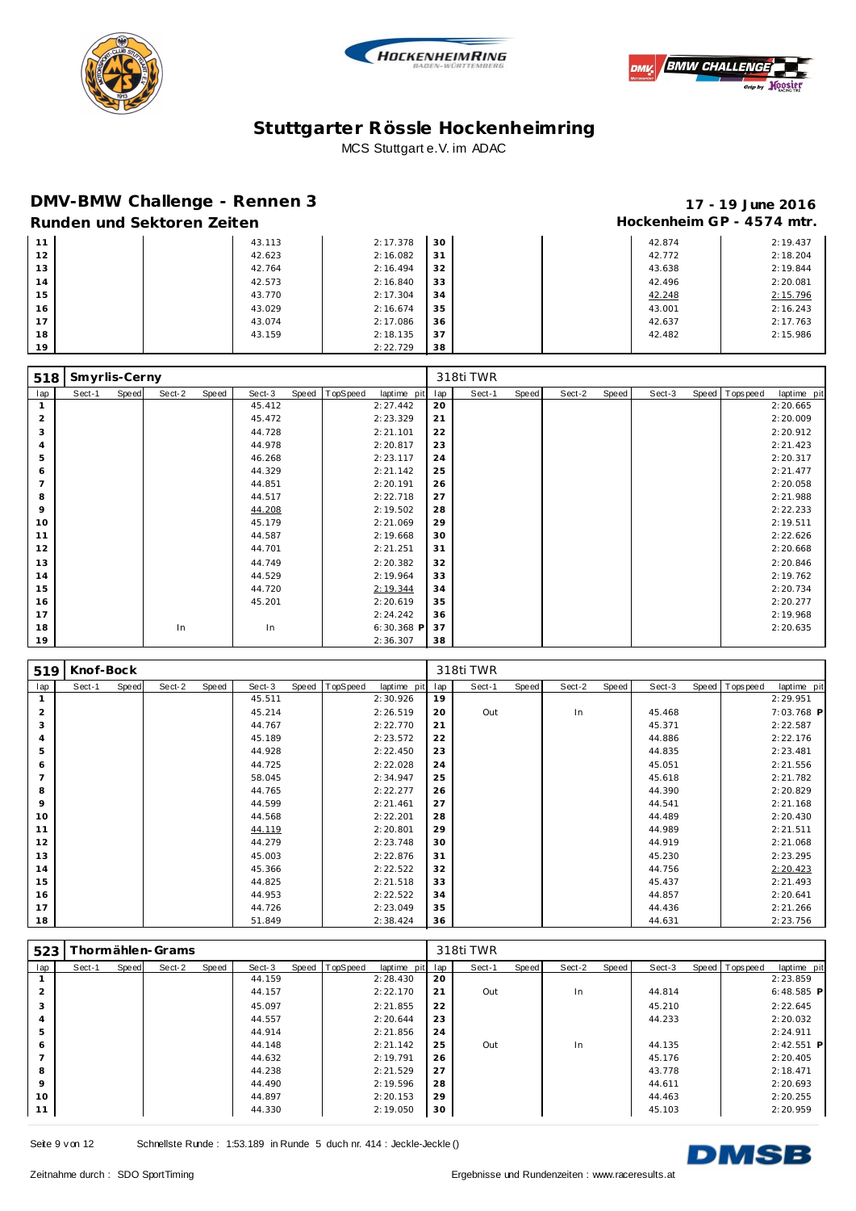# Stuttgarter Rössle Hockenheimring

MCS Stuttgart e.V. im ADAC

## DMV-BMW Challenge - Rennen 3

**17 - 19 June 2016**

### Runden und Sektoren Zeiten

**Hockenheim GP - 4574 mtr.**

| lap | Sect-1 | Speed | Sect-2 | Speed | Sect-3 | Speed | TopSpeed | laptime pit | lap | Sect-1 | Speed | Sect-2 | Speed | Sect-3 | Speed | Topspeed | laptime pit |
|---|---|---|---|---|---|---|---|---|---|---|---|---|---|---|---|---|---|
| 11 | | | | | 43.113 | | | 2:17.378 | 30 | | | | | 42.874 | | | 2:19.437 |
| 12 | | | | | 42.623 | | | 2:16.082 | 31 | | | | | 42.772 | | | 2:18.204 |
| 13 | | | | | 42.764 | | | 2:16.494 | 32 | | | | | 43.638 | | | 2:19.844 |
| 14 | | | | | 42.573 | | | 2:16.840 | 33 | | | | | 42.496 | | | 2:20.081 |
| 15 | | | | | 43.770 | | | 2:17.304 | 34 | | | | | 42.248 | | | 2:15.796 |
| 16 | | | | | 43.029 | | | 2:16.674 | 35 | | | | | 43.001 | | | 2:16.243 |
| 17 | | | | | 43.074 | | | 2:17.086 | 36 | | | | | 42.637 | | | 2:17.763 |
| 18 | | | | | 43.159 | | | 2:18.135 | 37 | | | | | 42.482 | | | 2:15.986 |
| 19 | | | | | | | | 2:22.729 | 38 | | | | | | | | |

**518 Smyrlis-Cerny** — 318ti TWR

| lap | Sect-1 | Speed | Sect-2 | Speed | Sect-3 | Speed | TopSpeed | laptime pit | lap | Sect-1 | Speed | Sect-2 | Speed | Sect-3 | Speed | Topspeed | laptime pit |
|---|---|---|---|---|---|---|---|---|---|---|---|---|---|---|---|---|---|
| 1 | | | | | 45.412 | | | 2:27.442 | 20 | | | | | | | | 2:20.665 |
| 2 | | | | | 45.472 | | | 2:23.329 | 21 | | | | | | | | 2:20.009 |
| 3 | | | | | 44.728 | | | 2:21.101 | 22 | | | | | | | | 2:20.912 |
| 4 | | | | | 44.978 | | | 2:20.817 | 23 | | | | | | | | 2:21.423 |
| 5 | | | | | 46.268 | | | 2:23.117 | 24 | | | | | | | | 2:20.317 |
| 6 | | | | | 44.329 | | | 2:21.142 | 25 | | | | | | | | 2:21.477 |
| 7 | | | | | 44.851 | | | 2:20.191 | 26 | | | | | | | | 2:20.058 |
| 8 | | | | | 44.517 | | | 2:22.718 | 27 | | | | | | | | 2:21.988 |
| 9 | | | | | 44.208 | | | 2:19.502 | 28 | | | | | | | | 2:22.233 |
| 10 | | | | | 45.179 | | | 2:21.069 | 29 | | | | | | | | 2:19.511 |
| 11 | | | | | 44.587 | | | 2:19.668 | 30 | | | | | | | | 2:22.626 |
| 12 | | | | | 44.701 | | | 2:21.251 | 31 | | | | | | | | 2:20.668 |
| 13 | | | | | 44.749 | | | 2:20.382 | 32 | | | | | | | | 2:20.846 |
| 14 | | | | | 44.529 | | | 2:19.964 | 33 | | | | | | | | 2:19.762 |
| 15 | | | | | 44.720 | | | 2:19.344 | 34 | | | | | | | | 2:20.734 |
| 16 | | | | | 45.201 | | | 2:20.619 | 35 | | | | | | | | 2:20.277 |
| 17 | | | | | | | | 2:24.242 | 36 | | | | | | | | 2:19.968 |
| 18 | | | In | | In | | | 6:30.368 P | 37 | | | | | | | | 2:20.635 |
| 19 | | | | | | | | 2:36.307 | 38 | | | | | | | | |

**519 Knof-Bock** — 318ti TWR

| lap | Sect-1 | Speed | Sect-2 | Speed | Sect-3 | Speed | TopSpeed | laptime pit | lap | Sect-1 | Speed | Sect-2 | Speed | Sect-3 | Speed | Topspeed | laptime pit |
|---|---|---|---|---|---|---|---|---|---|---|---|---|---|---|---|---|---|
| 1 | | | | | 45.511 | | | 2:30.926 | 19 | | | | | | | | 2:29.951 |
| 2 | | | | | 45.214 | | | 2:26.519 | 20 | Out | | In | | 45.468 | | | 7:03.768 P |
| 3 | | | | | 44.767 | | | 2:22.770 | 21 | | | | | 45.371 | | | 2:22.587 |
| 4 | | | | | 45.189 | | | 2:23.572 | 22 | | | | | 44.886 | | | 2:22.176 |
| 5 | | | | | 44.928 | | | 2:22.450 | 23 | | | | | 44.835 | | | 2:23.481 |
| 6 | | | | | 44.725 | | | 2:22.028 | 24 | | | | | 45.051 | | | 2:21.556 |
| 7 | | | | | 58.045 | | | 2:34.947 | 25 | | | | | 45.618 | | | 2:21.782 |
| 8 | | | | | 44.765 | | | 2:22.277 | 26 | | | | | 44.390 | | | 2:20.829 |
| 9 | | | | | 44.599 | | | 2:21.461 | 27 | | | | | 44.541 | | | 2:21.168 |
| 10 | | | | | 44.568 | | | 2:22.201 | 28 | | | | | 44.489 | | | 2:20.430 |
| 11 | | | | | 44.119 | | | 2:20.801 | 29 | | | | | 44.989 | | | 2:21.511 |
| 12 | | | | | 44.279 | | | 2:23.748 | 30 | | | | | 44.919 | | | 2:21.068 |
| 13 | | | | | 45.003 | | | 2:22.876 | 31 | | | | | 45.230 | | | 2:23.295 |
| 14 | | | | | 45.366 | | | 2:22.522 | 32 | | | | | 44.756 | | | 2:20.423 |
| 15 | | | | | 44.825 | | | 2:21.518 | 33 | | | | | 45.437 | | | 2:21.493 |
| 16 | | | | | 44.953 | | | 2:22.522 | 34 | | | | | 44.857 | | | 2:20.641 |
| 17 | | | | | 44.726 | | | 2:23.049 | 35 | | | | | 44.436 | | | 2:21.266 |
| 18 | | | | | 51.849 | | | 2:38.424 | 36 | | | | | 44.631 | | | 2:23.756 |

**523 Thormählen-Grams** — 318ti TWR

| lap | Sect-1 | Speed | Sect-2 | Speed | Sect-3 | Speed | TopSpeed | laptime pit | lap | Sect-1 | Speed | Sect-2 | Speed | Sect-3 | Speed | Topspeed | laptime pit |
|---|---|---|---|---|---|---|---|---|---|---|---|---|---|---|---|---|---|
| 1 | | | | | 44.159 | | | 2:28.430 | 20 | | | | | | | | 2:23.859 |
| 2 | | | | | 44.157 | | | 2:22.170 | 21 | Out | | In | | 44.814 | | | 6:48.585 P |
| 3 | | | | | 45.097 | | | 2:21.855 | 22 | | | | | 45.210 | | | 2:22.645 |
| 4 | | | | | 44.557 | | | 2:20.644 | 23 | | | | | 44.233 | | | 2:20.032 |
| 5 | | | | | 44.914 | | | 2:21.856 | 24 | | | | | | | | 2:24.911 |
| 6 | | | | | 44.148 | | | 2:21.142 | 25 | Out | | In | | 44.135 | | | 2:42.551 P |
| 7 | | | | | 44.632 | | | 2:19.791 | 26 | | | | | 45.176 | | | 2:20.405 |
| 8 | | | | | 44.238 | | | 2:21.529 | 27 | | | | | 43.778 | | | 2:18.471 |
| 9 | | | | | 44.490 | | | 2:19.596 | 28 | | | | | 44.611 | | | 2:20.693 |
| 10 | | | | | 44.897 | | | 2:20.153 | 29 | | | | | 44.463 | | | 2:20.255 |
| 11 | | | | | 44.330 | | | 2:19.050 | 30 | | | | | 45.103 | | | 2:20.959 |

Schnellste Runde : 1:53.189 in Runde 5 duch nr. 414 : Jeckle-Jeckle ()

Zeitnahme durch : SDO SportTiming — Ergebnisse und Rundenzeiten : www.raceresults.at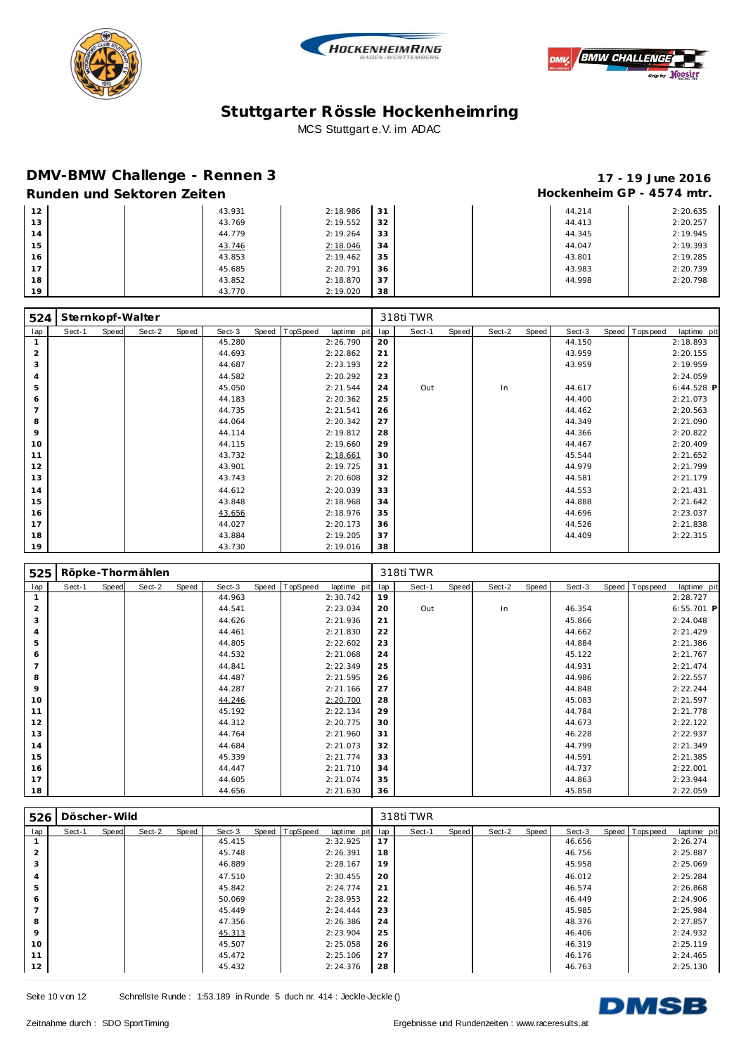# Stuttgarter Rössle Hockenheimring

MCS Stuttgart e.V. im ADAC

## DMV-BMW Challenge - Rennen 3

**17 - 19 June 2016**

### Runden und Sektoren Zeiten

**Hockenheim GP - 4574 mtr.**

| lap | Sect-1 | Speed | Sect-2 | Speed | Sect-3 | Speed | TopSpeed | laptime pit | lap | Sect-1 | Speed | Sect-2 | Speed | Sect-3 | Speed | Topspeed | laptime pit |
|---|---|---|---|---|---|---|---|---|---|---|---|---|---|---|---|---|---|
| 12 | | | | | 43.931 | | | 2:18.986 | 31 | | | | | 44.214 | | | 2:20.635 |
| 13 | | | | | 43.769 | | | 2:19.552 | 32 | | | | | 44.413 | | | 2:20.257 |
| 14 | | | | | 44.779 | | | 2:19.264 | 33 | | | | | 44.345 | | | 2:19.945 |
| 15 | | | | | 43.746 | | | 2:18.046 | 34 | | | | | 44.047 | | | 2:19.393 |
| 16 | | | | | 43.853 | | | 2:19.462 | 35 | | | | | 43.801 | | | 2:19.285 |
| 17 | | | | | 45.685 | | | 2:20.791 | 36 | | | | | 43.983 | | | 2:20.739 |
| 18 | | | | | 43.852 | | | 2:18.870 | 37 | | | | | 44.998 | | | 2:20.798 |
| 19 | | | | | 43.770 | | | 2:19.020 | 38 | | | | | | | | |

**524 Sternkopf-Walter** — 318ti TWR

| lap | Sect-1 | Speed | Sect-2 | Speed | Sect-3 | Speed | TopSpeed | laptime pit | lap | Sect-1 | Speed | Sect-2 | Speed | Sect-3 | Speed | Topspeed | laptime pit |
|---|---|---|---|---|---|---|---|---|---|---|---|---|---|---|---|---|---|
| 1 | | | | | 45.280 | | | 2:26.790 | 20 | | | | | 44.150 | | | 2:18.893 |
| 2 | | | | | 44.693 | | | 2:22.862 | 21 | | | | | 43.959 | | | 2:20.155 |
| 3 | | | | | 44.687 | | | 2:23.193 | 22 | | | | | 43.959 | | | 2:19.959 |
| 4 | | | | | 44.582 | | | 2:20.292 | 23 | | | | | | | | 2:24.059 |
| 5 | | | | | 45.050 | | | 2:21.544 | 24 | Out | | In | | 44.617 | | | 6:44.528 P |
| 6 | | | | | 44.183 | | | 2:20.362 | 25 | | | | | 44.400 | | | 2:21.073 |
| 7 | | | | | 44.735 | | | 2:21.541 | 26 | | | | | 44.462 | | | 2:20.563 |
| 8 | | | | | 44.064 | | | 2:20.342 | 27 | | | | | 44.349 | | | 2:21.090 |
| 9 | | | | | 44.114 | | | 2:19.812 | 28 | | | | | 44.366 | | | 2:20.822 |
| 10 | | | | | 44.115 | | | 2:19.660 | 29 | | | | | 44.467 | | | 2:20.409 |
| 11 | | | | | 43.732 | | | 2:18.661 | 30 | | | | | 45.544 | | | 2:21.652 |
| 12 | | | | | 43.901 | | | 2:19.725 | 31 | | | | | 44.979 | | | 2:21.799 |
| 13 | | | | | 43.743 | | | 2:20.608 | 32 | | | | | 44.581 | | | 2:21.179 |
| 14 | | | | | 44.612 | | | 2:20.039 | 33 | | | | | 44.553 | | | 2:21.431 |
| 15 | | | | | 43.848 | | | 2:18.968 | 34 | | | | | 44.888 | | | 2:21.642 |
| 16 | | | | | 43.656 | | | 2:18.976 | 35 | | | | | 44.696 | | | 2:23.037 |
| 17 | | | | | 44.027 | | | 2:20.173 | 36 | | | | | 44.526 | | | 2:21.838 |
| 18 | | | | | 43.884 | | | 2:19.205 | 37 | | | | | 44.409 | | | 2:22.315 |
| 19 | | | | | 43.730 | | | 2:19.016 | 38 | | | | | | | | |

**525 Röpke-Thormählen** — 318ti TWR

| lap | Sect-1 | Speed | Sect-2 | Speed | Sect-3 | Speed | TopSpeed | laptime pit | lap | Sect-1 | Speed | Sect-2 | Speed | Sect-3 | Speed | Topspeed | laptime pit |
|---|---|---|---|---|---|---|---|---|---|---|---|---|---|---|---|---|---|
| 1 | | | | | 44.963 | | | 2:30.742 | 19 | | | | | | | | 2:28.727 |
| 2 | | | | | 44.541 | | | 2:23.034 | 20 | Out | | In | | 46.354 | | | 6:55.701 P |
| 3 | | | | | 44.626 | | | 2:21.936 | 21 | | | | | 45.866 | | | 2:24.048 |
| 4 | | | | | 44.461 | | | 2:21.830 | 22 | | | | | 44.662 | | | 2:21.429 |
| 5 | | | | | 44.805 | | | 2:22.602 | 23 | | | | | 44.884 | | | 2:21.386 |
| 6 | | | | | 44.532 | | | 2:21.068 | 24 | | | | | 45.122 | | | 2:21.767 |
| 7 | | | | | 44.841 | | | 2:22.349 | 25 | | | | | 44.931 | | | 2:21.474 |
| 8 | | | | | 44.487 | | | 2:21.595 | 26 | | | | | 44.986 | | | 2:22.557 |
| 9 | | | | | 44.287 | | | 2:21.166 | 27 | | | | | 44.848 | | | 2:22.244 |
| 10 | | | | | 44.246 | | | 2:20.700 | 28 | | | | | 45.083 | | | 2:21.597 |
| 11 | | | | | 45.192 | | | 2:22.134 | 29 | | | | | 44.784 | | | 2:21.778 |
| 12 | | | | | 44.312 | | | 2:20.775 | 30 | | | | | 44.673 | | | 2:22.122 |
| 13 | | | | | 44.764 | | | 2:21.960 | 31 | | | | | 46.228 | | | 2:22.937 |
| 14 | | | | | 44.684 | | | 2:21.073 | 32 | | | | | 44.799 | | | 2:21.349 |
| 15 | | | | | 45.339 | | | 2:21.774 | 33 | | | | | 44.591 | | | 2:21.385 |
| 16 | | | | | 44.447 | | | 2:21.710 | 34 | | | | | 44.737 | | | 2:22.001 |
| 17 | | | | | 44.605 | | | 2:21.074 | 35 | | | | | 44.863 | | | 2:23.944 |
| 18 | | | | | 44.656 | | | 2:21.630 | 36 | | | | | 45.858 | | | 2:22.059 |

**526 Döscher-Wild** — 318ti TWR

| lap | Sect-1 | Speed | Sect-2 | Speed | Sect-3 | Speed | TopSpeed | laptime pit | lap | Sect-1 | Speed | Sect-2 | Speed | Sect-3 | Speed | Topspeed | laptime pit |
|---|---|---|---|---|---|---|---|---|---|---|---|---|---|---|---|---|---|
| 1 | | | | | 45.415 | | | 2:32.925 | 17 | | | | | 46.656 | | | 2:26.274 |
| 2 | | | | | 45.748 | | | 2:26.391 | 18 | | | | | 46.756 | | | 2:25.887 |
| 3 | | | | | 46.889 | | | 2:28.167 | 19 | | | | | 45.958 | | | 2:25.069 |
| 4 | | | | | 47.510 | | | 2:30.455 | 20 | | | | | 46.012 | | | 2:25.284 |
| 5 | | | | | 45.842 | | | 2:24.774 | 21 | | | | | 46.574 | | | 2:26.868 |
| 6 | | | | | 50.069 | | | 2:28.953 | 22 | | | | | 46.449 | | | 2:24.906 |
| 7 | | | | | 45.449 | | | 2:24.444 | 23 | | | | | 45.985 | | | 2:25.984 |
| 8 | | | | | 47.356 | | | 2:26.386 | 24 | | | | | 48.376 | | | 2:27.857 |
| 9 | | | | | 45.313 | | | 2:23.904 | 25 | | | | | 46.406 | | | 2:24.932 |
| 10 | | | | | 45.507 | | | 2:25.058 | 26 | | | | | 46.319 | | | 2:25.119 |
| 11 | | | | | 45.472 | | | 2:25.106 | 27 | | | | | 46.176 | | | 2:24.465 |
| 12 | | | | | 45.432 | | | 2:24.376 | 28 | | | | | 46.763 | | | 2:25.130 |

Schnellste Runde : 1:53.189 in Runde 5 duch nr. 414 : Jeckle-Jeckle ()

Zeitnahme durch : SDO SportTiming

Ergebnisse und Rundenzeiten : www.raceresults.at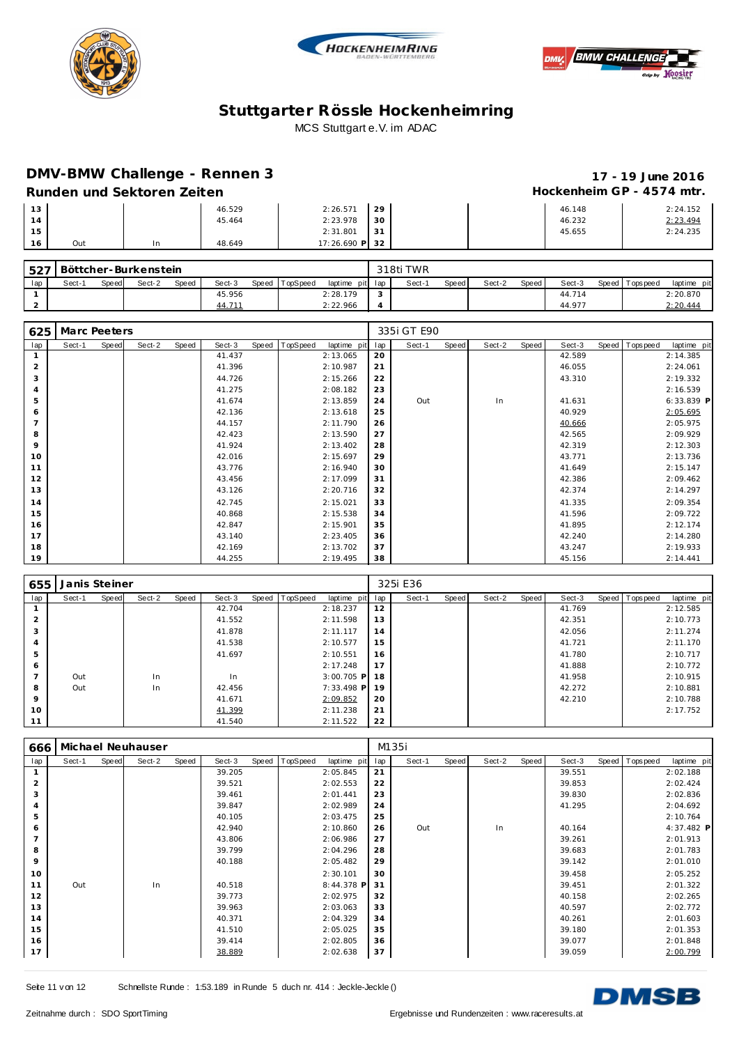# Stuttgarter Rössle Hockenheimring

MCS Stuttgart e.V. im ADAC

## DMV-BMW Challenge - Rennen 3

**17 - 19 June 2016**

### Runden und Sektoren Zeiten

**Hockenheim GP - 4574 mtr.**

| lap | Sect-1 | Speed | Sect-2 | Speed | Sect-3 | Speed | TopSpeed | laptime pit | lap | Sect-1 | Speed | Sect-2 | Speed | Sect-3 | Speed | Topspeed | laptime pit |
|---|---|---|---|---|---|---|---|---|---|---|---|---|---|---|---|---|---|
| 13 | | | | | 46.529 | | | 2:26.571 | 29 | | | | | 46.148 | | | 2:24.152 |
| 14 | | | | | 45.464 | | | 2:23.978 | 30 | | | | | 46.232 | | | 2:23.494 |
| 15 | | | | | | | | 2:31.801 | 31 | | | | | 45.655 | | | 2:24.235 |
| 16 | Out | | In | | 48.649 | | | 17:26.690 P | 32 | | | | | | | | |

**527 Böttcher-Burkenstein** — 318ti TWR

| lap | Sect-1 | Speed | Sect-2 | Speed | Sect-3 | Speed | TopSpeed | laptime pit | lap | Sect-1 | Speed | Sect-2 | Speed | Sect-3 | Speed | Topspeed | laptime pit |
|---|---|---|---|---|---|---|---|---|---|---|---|---|---|---|---|---|---|
| 1 | | | | | 45.956 | | | 2:28.179 | 3 | | | | | 44.714 | | | 2:20.870 |
| 2 | | | | | 44.711 | | | 2:22.966 | 4 | | | | | 44.977 | | | 2:20.444 |

**625 Marc Peeters** — 335i GT E90

| lap | Sect-1 | Speed | Sect-2 | Speed | Sect-3 | Speed | TopSpeed | laptime pit | lap | Sect-1 | Speed | Sect-2 | Speed | Sect-3 | Speed | Topspeed | laptime pit |
|---|---|---|---|---|---|---|---|---|---|---|---|---|---|---|---|---|---|
| 1 | | | | | 41.437 | | | 2:13.065 | 20 | | | | | 42.589 | | | 2:14.385 |
| 2 | | | | | 41.396 | | | 2:10.987 | 21 | | | | | 46.055 | | | 2:24.061 |
| 3 | | | | | 44.726 | | | 2:15.266 | 22 | | | | | 43.310 | | | 2:19.332 |
| 4 | | | | | 41.275 | | | 2:08.182 | 23 | | | | | | | | 2:16.539 |
| 5 | | | | | 41.674 | | | 2:13.859 | 24 | Out | | In | | 41.631 | | | 6:33.839 P |
| 6 | | | | | 42.136 | | | 2:13.618 | 25 | | | | | 40.929 | | | 2:05.695 |
| 7 | | | | | 44.157 | | | 2:11.790 | 26 | | | | | 40.666 | | | 2:05.975 |
| 8 | | | | | 42.423 | | | 2:13.590 | 27 | | | | | 42.565 | | | 2:09.929 |
| 9 | | | | | 41.924 | | | 2:13.402 | 28 | | | | | 42.319 | | | 2:12.303 |
| 10 | | | | | 42.016 | | | 2:15.697 | 29 | | | | | 43.771 | | | 2:13.736 |
| 11 | | | | | 43.776 | | | 2:16.940 | 30 | | | | | 41.649 | | | 2:15.147 |
| 12 | | | | | 43.456 | | | 2:17.099 | 31 | | | | | 42.386 | | | 2:09.462 |
| 13 | | | | | 43.126 | | | 2:20.716 | 32 | | | | | 42.374 | | | 2:14.297 |
| 14 | | | | | 42.745 | | | 2:15.021 | 33 | | | | | 41.335 | | | 2:09.354 |
| 15 | | | | | 40.868 | | | 2:15.538 | 34 | | | | | 41.596 | | | 2:09.722 |
| 16 | | | | | 42.847 | | | 2:15.901 | 35 | | | | | 41.895 | | | 2:12.174 |
| 17 | | | | | 43.140 | | | 2:23.405 | 36 | | | | | 42.240 | | | 2:14.280 |
| 18 | | | | | 42.169 | | | 2:13.702 | 37 | | | | | 43.247 | | | 2:19.933 |
| 19 | | | | | 44.255 | | | 2:19.495 | 38 | | | | | 45.156 | | | 2:14.441 |

**655 Janis Steiner** — 325i E36

| lap | Sect-1 | Speed | Sect-2 | Speed | Sect-3 | Speed | TopSpeed | laptime pit | lap | Sect-1 | Speed | Sect-2 | Speed | Sect-3 | Speed | Topspeed | laptime pit |
|---|---|---|---|---|---|---|---|---|---|---|---|---|---|---|---|---|---|
| 1 | | | | | 42.704 | | | 2:18.237 | 12 | | | | | 41.769 | | | 2:12.585 |
| 2 | | | | | 41.552 | | | 2:11.598 | 13 | | | | | 42.351 | | | 2:10.773 |
| 3 | | | | | 41.878 | | | 2:11.117 | 14 | | | | | 42.056 | | | 2:11.274 |
| 4 | | | | | 41.538 | | | 2:10.577 | 15 | | | | | 41.721 | | | 2:11.170 |
| 5 | | | | | 41.697 | | | 2:10.551 | 16 | | | | | 41.780 | | | 2:10.717 |
| 6 | | | | | | | | 2:17.248 | 17 | | | | | 41.888 | | | 2:10.772 |
| 7 | Out | | In | | In | | | 3:00.705 P | 18 | | | | | 41.958 | | | 2:10.915 |
| 8 | Out | | In | | 42.456 | | | 7:33.498 P | 19 | | | | | 42.272 | | | 2:10.881 |
| 9 | | | | | 41.671 | | | 2:09.852 | 20 | | | | | 42.210 | | | 2:10.788 |
| 10 | | | | | 41.399 | | | 2:11.238 | 21 | | | | | | | | 2:17.752 |
| 11 | | | | | 41.540 | | | 2:11.522 | 22 | | | | | | | | |

**666 Michael Neuhauser** — M135i

| lap | Sect-1 | Speed | Sect-2 | Speed | Sect-3 | Speed | TopSpeed | laptime pit | lap | Sect-1 | Speed | Sect-2 | Speed | Sect-3 | Speed | Topspeed | laptime pit |
|---|---|---|---|---|---|---|---|---|---|---|---|---|---|---|---|---|---|
| 1 | | | | | 39.205 | | | 2:05.845 | 21 | | | | | 39.551 | | | 2:02.188 |
| 2 | | | | | 39.521 | | | 2:02.553 | 22 | | | | | 39.853 | | | 2:02.424 |
| 3 | | | | | 39.461 | | | 2:01.441 | 23 | | | | | 39.830 | | | 2:02.836 |
| 4 | | | | | 39.847 | | | 2:02.989 | 24 | | | | | 41.295 | | | 2:04.692 |
| 5 | | | | | 40.105 | | | 2:03.475 | 25 | | | | | | | | 2:10.764 |
| 6 | | | | | 42.940 | | | 2:10.860 | 26 | Out | | In | | 40.164 | | | 4:37.482 P |
| 7 | | | | | 43.806 | | | 2:06.986 | 27 | | | | | 39.261 | | | 2:01.913 |
| 8 | | | | | 39.799 | | | 2:04.296 | 28 | | | | | 39.683 | | | 2:01.783 |
| 9 | | | | | 40.188 | | | 2:05.482 | 29 | | | | | 39.142 | | | 2:01.010 |
| 10 | | | | | | | | 2:30.101 | 30 | | | | | 39.458 | | | 2:05.252 |
| 11 | Out | | In | | 40.518 | | | 8:44.378 P | 31 | | | | | 39.451 | | | 2:01.322 |
| 12 | | | | | 39.773 | | | 2:02.975 | 32 | | | | | 40.158 | | | 2:02.265 |
| 13 | | | | | 39.963 | | | 2:03.063 | 33 | | | | | 40.597 | | | 2:02.772 |
| 14 | | | | | 40.371 | | | 2:04.329 | 34 | | | | | 40.261 | | | 2:01.603 |
| 15 | | | | | 41.510 | | | 2:05.025 | 35 | | | | | 39.180 | | | 2:01.353 |
| 16 | | | | | 39.414 | | | 2:02.805 | 36 | | | | | 39.077 | | | 2:01.848 |
| 17 | | | | | 38.889 | | | 2:02.638 | 37 | | | | | 39.059 | | | 2:00.799 |

Schnellste Runde : 1:53.189 in Runde 5 duch nr. 414 : Jeckle-Jeckle ()

Zeitnahme durch : SDO SportTiming

Ergebnisse und Rundenzeiten : www.raceresults.at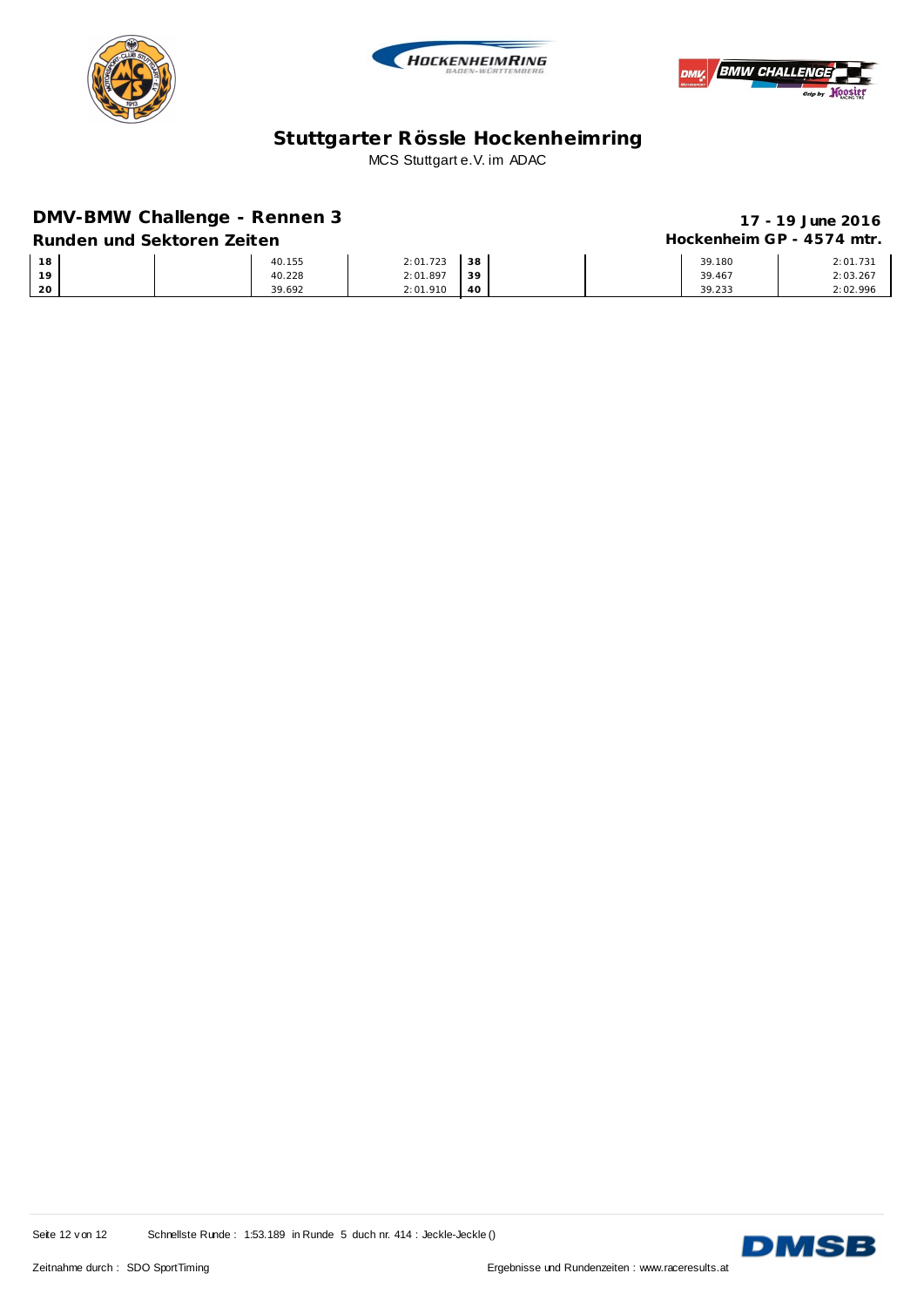## Stuttgarter Rössle Hockenheimring

MCS Stuttgart e.V. im ADAC

### DMV-BMW Challenge - Rennen 3

**17 - 19 June 2016**

### Runden und Sektoren Zeiten

**Hockenheim GP - 4574 mtr.**

| | | | | | | | | | |
|---|---|---|---|---|---|---|---|---|---|
| **18** | | | 40.155 | 2:01.723 | **38** | | | 39.180 | 2:01.731 |
| **19** | | | 40.228 | 2:01.897 | **39** | | | 39.467 | 2:03.267 |
| **20** | | | 39.692 | 2:01.910 | **40** | | | 39.233 | 2:02.996 |

Schnellste Runde : 1:53.189 in Runde 5 duch nr. 414 : Jeckle-Jeckle ()

Zeitnahme durch : SDO SportTiming

Ergebnisse und Rundenzeiten : www.raceresults.at